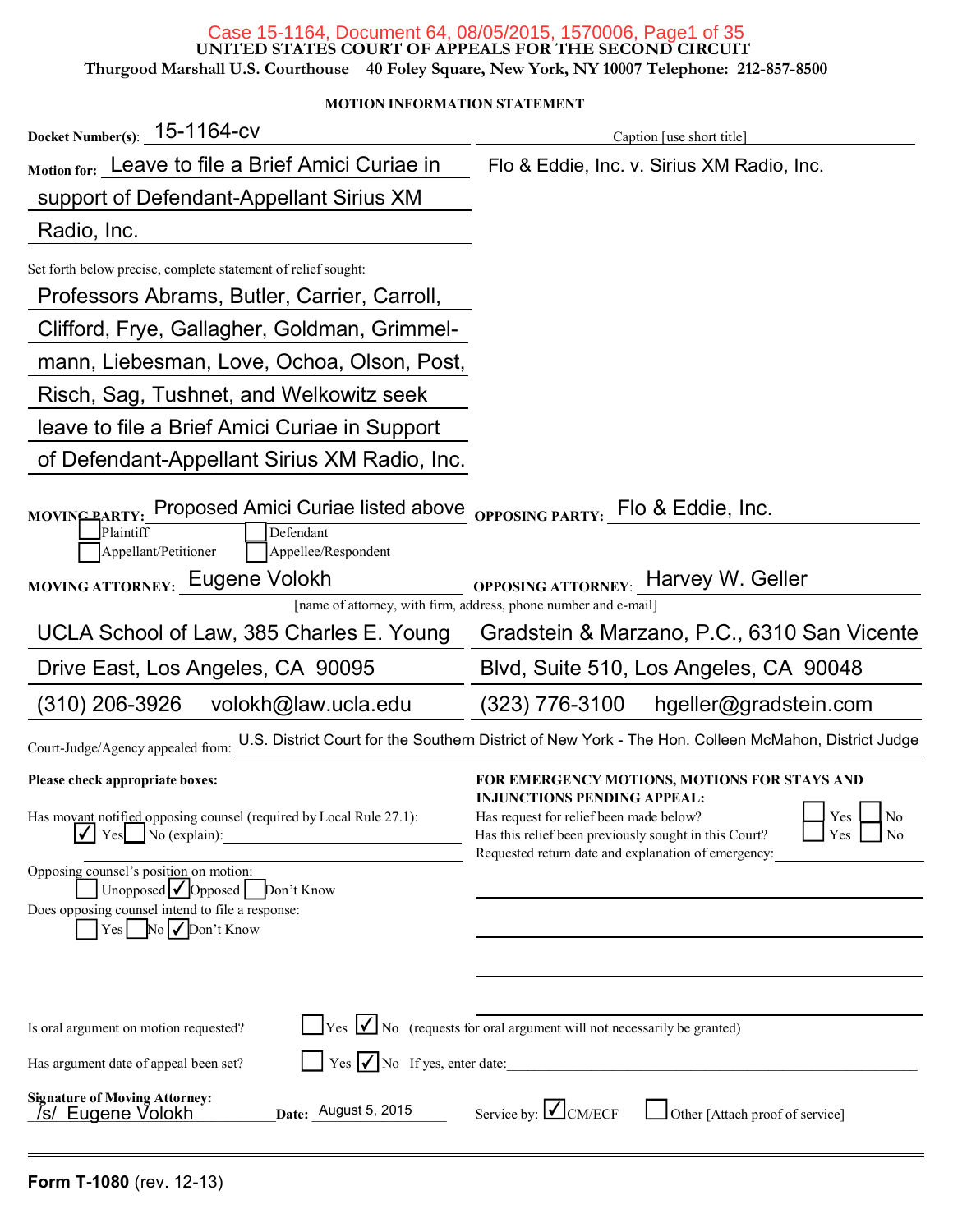**UNITED STATES COURT OF APPEALS FOR THE SECOND CIRCUIT**
**Thurgood Marshall U.S. Courthouse 40 Foley Square, New York, NY 10007 Telephone: 212-857-8500**

**MOTION INFORMATION STATEMENT**

**Docket Number(s):** 15-1164-cv

Caption [use short title]: Flo & Eddie, Inc. v. Sirius XM Radio, Inc.

**Motion for:** Leave to file a Brief Amici Curiae in support of Defendant-Appellant Sirius XM Radio, Inc.

Set forth below precise, complete statement of relief sought:

Professors Abrams, Butler, Carrier, Carroll, Clifford, Frye, Gallagher, Goldman, Grimmelmann, Liebesman, Love, Ochoa, Olson, Post, Risch, Sag, Tushnet, and Welkowitz seek leave to file a Brief Amici Curiae in Support of Defendant-Appellant Sirius XM Radio, Inc.

**MOVING PARTY:** Proposed Amici Curiae listed above

☐ Plaintiff ☐ Defendant
☐ Appellant/Petitioner ☐ Appellee/Respondent

**OPPOSING PARTY:** Flo & Eddie, Inc.

**MOVING ATTORNEY:** Eugene Volokh

**OPPOSING ATTORNEY:** Harvey W. Geller

[name of attorney, with firm, address, phone number and e-mail]

UCLA School of Law, 385 Charles E. Young Drive East, Los Angeles, CA 90095
(310) 206-3926 volokh@law.ucla.edu

Gradstein & Marzano, P.C., 6310 San Vicente Blvd, Suite 510, Los Angeles, CA 90048
(323) 776-3100 hgeller@gradstein.com

Court-Judge/Agency appealed from: U.S. District Court for the Southern District of New York - The Hon. Colleen McMahon, District Judge

**Please check appropriate boxes:**

Has movant notified opposing counsel (required by Local Rule 27.1):
☑ Yes ☐ No (explain):

Opposing counsel's position on motion:
☐ Unopposed ☑ Opposed ☐ Don't Know

Does opposing counsel intend to file a response:
☐ Yes ☐ No ☑ Don't Know

**FOR EMERGENCY MOTIONS, MOTIONS FOR STAYS AND INJUNCTIONS PENDING APPEAL:**

Has request for relief been made below? ☐ Yes ☐ No
Has this relief been previously sought in this Court? ☐ Yes ☐ No
Requested return date and explanation of emergency:

Is oral argument on motion requested? ☐ Yes ☑ No (requests for oral argument will not necessarily be granted)

Has argument date of appeal been set? ☐ Yes ☑ No If yes, enter date:

**Signature of Moving Attorney:** /s/ Eugene Volokh **Date:** August 5, 2015

Service by: ☑ CM/ECF ☐ Other [Attach proof of service]

**Form T-1080** (rev. 12-13)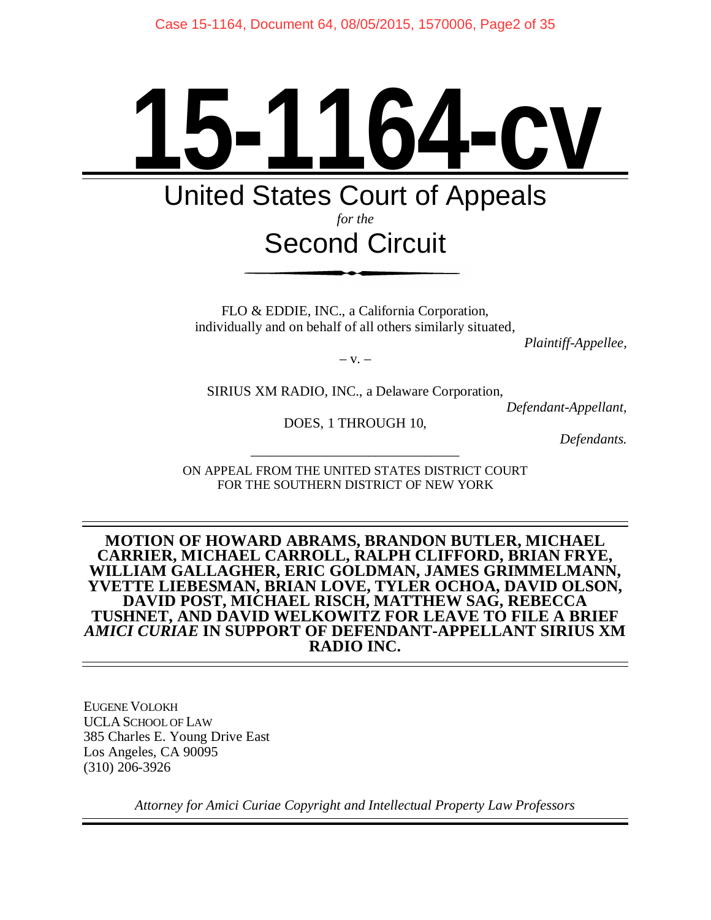# 15-1164-cv

## United States Court of Appeals

*for the*

## Second Circuit

FLO & EDDIE, INC., a California Corporation, individually and on behalf of all others similarly situated,

*Plaintiff-Appellee,*

– v. –

SIRIUS XM RADIO, INC., a Delaware Corporation,

*Defendant-Appellant,*

DOES, 1 THROUGH 10,

*Defendants.*

ON APPEAL FROM THE UNITED STATES DISTRICT COURT FOR THE SOUTHERN DISTRICT OF NEW YORK

**MOTION OF HOWARD ABRAMS, BRANDON BUTLER, MICHAEL CARRIER, MICHAEL CARROLL, RALPH CLIFFORD, BRIAN FRYE, WILLIAM GALLAGHER, ERIC GOLDMAN, JAMES GRIMMELMANN, YVETTE LIEBESMAN, BRIAN LOVE, TYLER OCHOA, DAVID OLSON, DAVID POST, MICHAEL RISCH, MATTHEW SAG, REBECCA TUSHNET, AND DAVID WELKOWITZ FOR LEAVE TO FILE A BRIEF *AMICI CURIAE* IN SUPPORT OF DEFENDANT-APPELLANT SIRIUS XM RADIO INC.**

EUGENE VOLOKH
UCLA SCHOOL OF LAW
385 Charles E. Young Drive East
Los Angeles, CA 90095
(310) 206-3926

*Attorney for Amici Curiae Copyright and Intellectual Property Law Professors*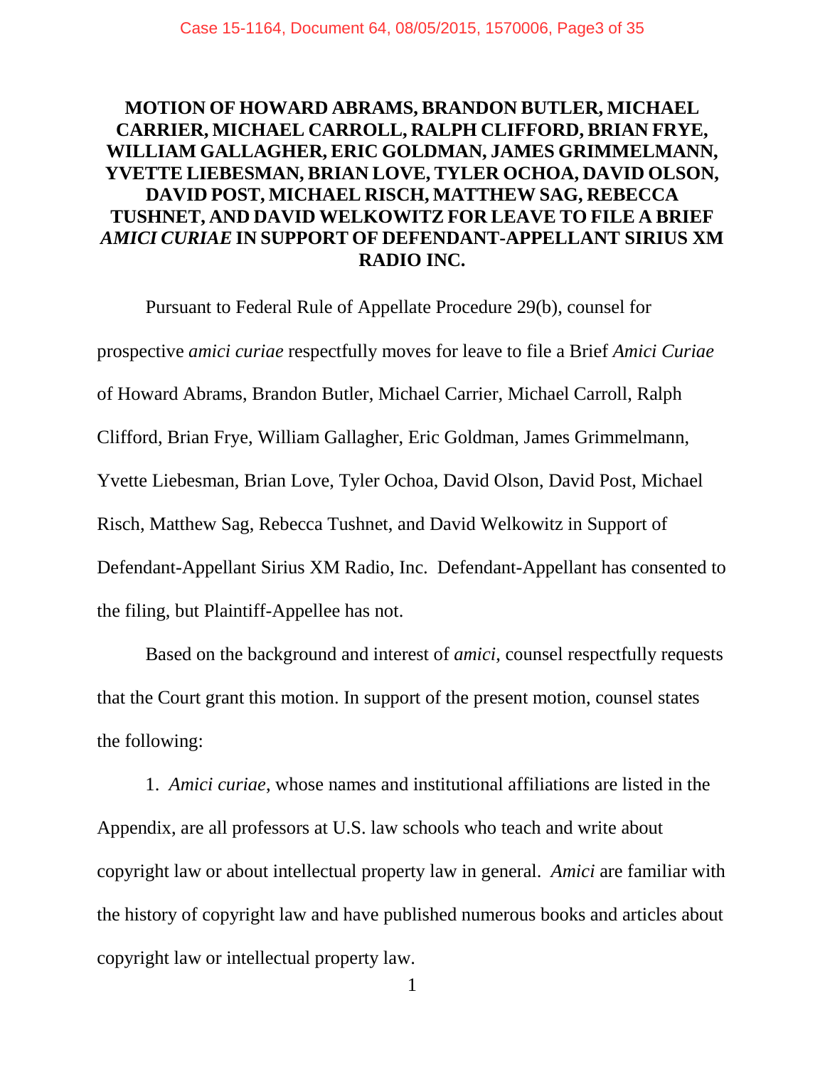**MOTION OF HOWARD ABRAMS, BRANDON BUTLER, MICHAEL CARRIER, MICHAEL CARROLL, RALPH CLIFFORD, BRIAN FRYE, WILLIAM GALLAGHER, ERIC GOLDMAN, JAMES GRIMMELMANN, YVETTE LIEBESMAN, BRIAN LOVE, TYLER OCHOA, DAVID OLSON, DAVID POST, MICHAEL RISCH, MATTHEW SAG, REBECCA TUSHNET, AND DAVID WELKOWITZ FOR LEAVE TO FILE A BRIEF *AMICI CURIAE* IN SUPPORT OF DEFENDANT-APPELLANT SIRIUS XM RADIO INC.**

Pursuant to Federal Rule of Appellate Procedure 29(b), counsel for prospective *amici curiae* respectfully moves for leave to file a Brief *Amici Curiae* of Howard Abrams, Brandon Butler, Michael Carrier, Michael Carroll, Ralph Clifford, Brian Frye, William Gallagher, Eric Goldman, James Grimmelmann, Yvette Liebesman, Brian Love, Tyler Ochoa, David Olson, David Post, Michael Risch, Matthew Sag, Rebecca Tushnet, and David Welkowitz in Support of Defendant-Appellant Sirius XM Radio, Inc. Defendant-Appellant has consented to the filing, but Plaintiff-Appellee has not.

Based on the background and interest of *amici*, counsel respectfully requests that the Court grant this motion. In support of the present motion, counsel states the following:

1. *Amici curiae*, whose names and institutional affiliations are listed in the Appendix, are all professors at U.S. law schools who teach and write about copyright law or about intellectual property law in general. *Amici* are familiar with the history of copyright law and have published numerous books and articles about copyright law or intellectual property law.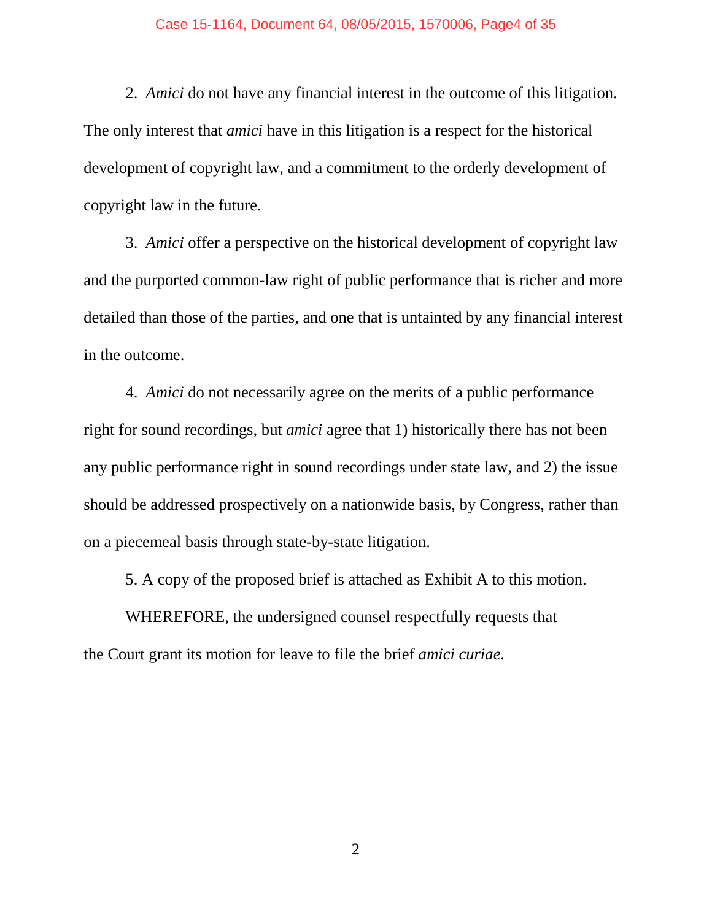2. *Amici* do not have any financial interest in the outcome of this litigation. The only interest that *amici* have in this litigation is a respect for the historical development of copyright law, and a commitment to the orderly development of copyright law in the future.

3. *Amici* offer a perspective on the historical development of copyright law and the purported common-law right of public performance that is richer and more detailed than those of the parties, and one that is untainted by any financial interest in the outcome.

4. *Amici* do not necessarily agree on the merits of a public performance right for sound recordings, but *amici* agree that 1) historically there has not been any public performance right in sound recordings under state law, and 2) the issue should be addressed prospectively on a nationwide basis, by Congress, rather than on a piecemeal basis through state-by-state litigation.

5. A copy of the proposed brief is attached as Exhibit A to this motion.

WHEREFORE, the undersigned counsel respectfully requests that the Court grant its motion for leave to file the brief *amici curiae*.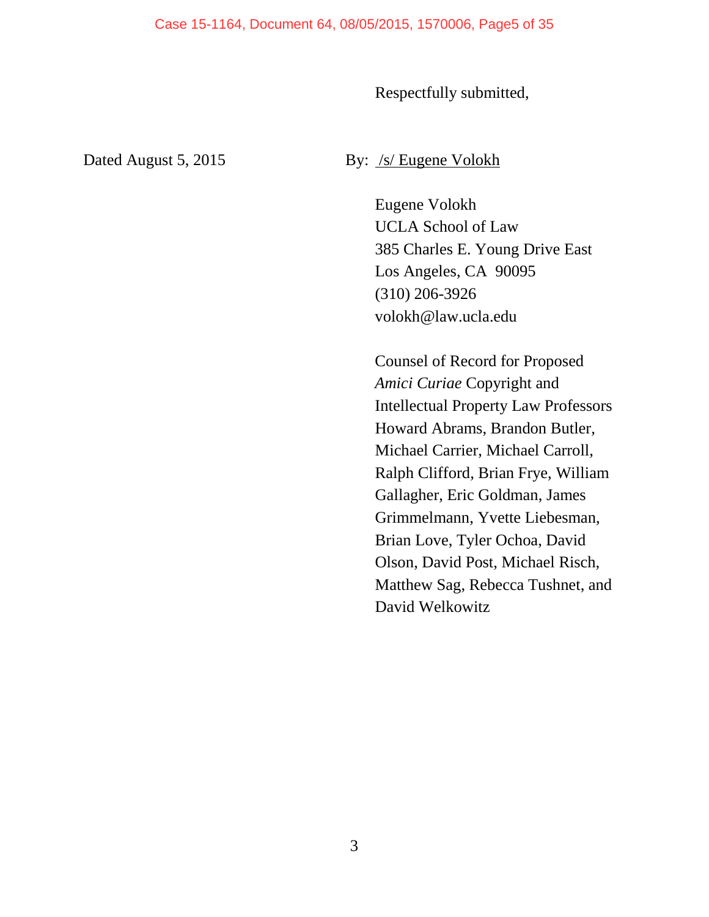Respectfully submitted,

Dated August 5, 2015

By: /s/ Eugene Volokh

Eugene Volokh
UCLA School of Law
385 Charles E. Young Drive East
Los Angeles, CA 90095
(310) 206-3926
volokh@law.ucla.edu

Counsel of Record for Proposed *Amici Curiae* Copyright and Intellectual Property Law Professors Howard Abrams, Brandon Butler, Michael Carrier, Michael Carroll, Ralph Clifford, Brian Frye, William Gallagher, Eric Goldman, James Grimmelmann, Yvette Liebesman, Brian Love, Tyler Ochoa, David Olson, David Post, Michael Risch, Matthew Sag, Rebecca Tushnet, and David Welkowitz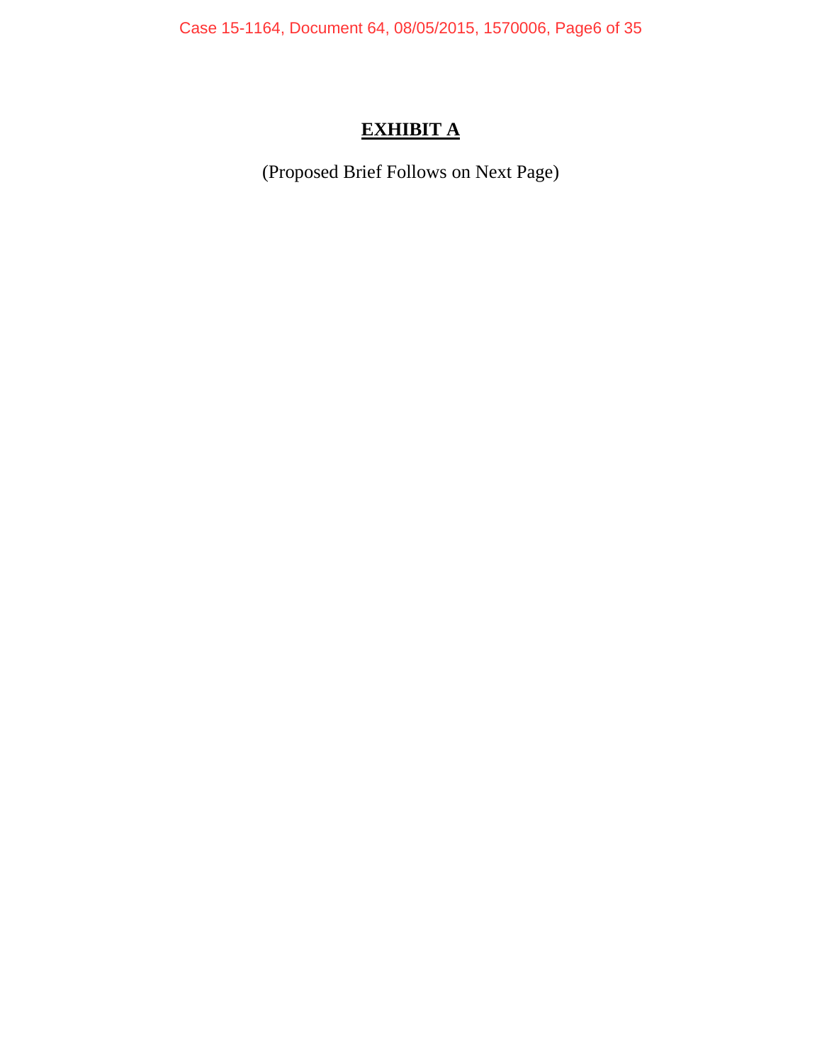# EXHIBIT A

(Proposed Brief Follows on Next Page)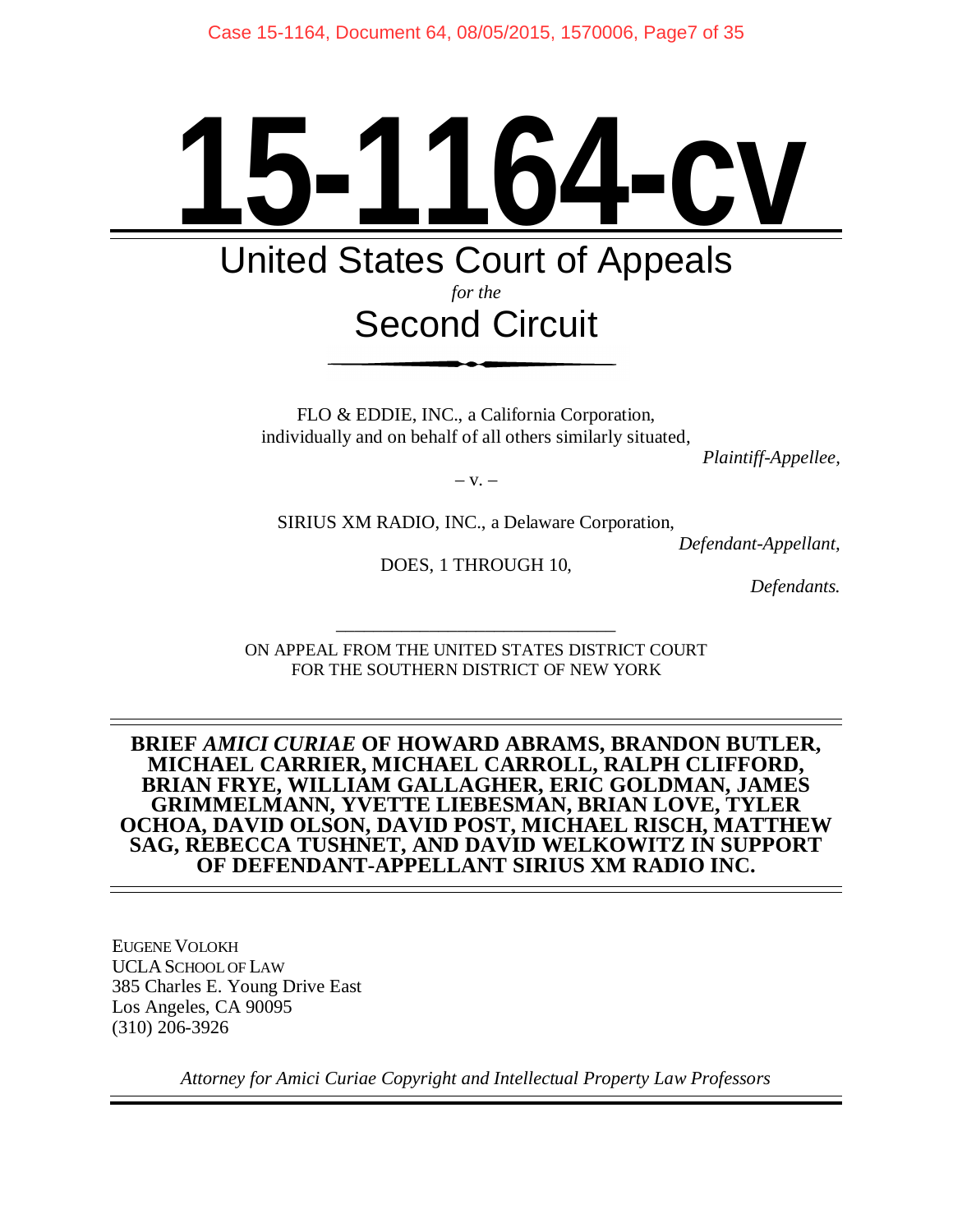# 15-1164-cv

## United States Court of Appeals

*for the*

## Second Circuit

FLO & EDDIE, INC., a California Corporation,
individually and on behalf of all others similarly situated,

*Plaintiff-Appellee,*

– v. –

SIRIUS XM RADIO, INC., a Delaware Corporation,

*Defendant-Appellant,*

DOES, 1 THROUGH 10,

*Defendants.*

ON APPEAL FROM THE UNITED STATES DISTRICT COURT
FOR THE SOUTHERN DISTRICT OF NEW YORK

**BRIEF *AMICI CURIAE* OF HOWARD ABRAMS, BRANDON BUTLER, MICHAEL CARRIER, MICHAEL CARROLL, RALPH CLIFFORD, BRIAN FRYE, WILLIAM GALLAGHER, ERIC GOLDMAN, JAMES GRIMMELMANN, YVETTE LIEBESMAN, BRIAN LOVE, TYLER OCHOA, DAVID OLSON, DAVID POST, MICHAEL RISCH, MATTHEW SAG, REBECCA TUSHNET, AND DAVID WELKOWITZ IN SUPPORT OF DEFENDANT-APPELLANT SIRIUS XM RADIO INC.**

EUGENE VOLOKH
UCLA SCHOOL OF LAW
385 Charles E. Young Drive East
Los Angeles, CA 90095
(310) 206-3926

*Attorney for Amici Curiae Copyright and Intellectual Property Law Professors*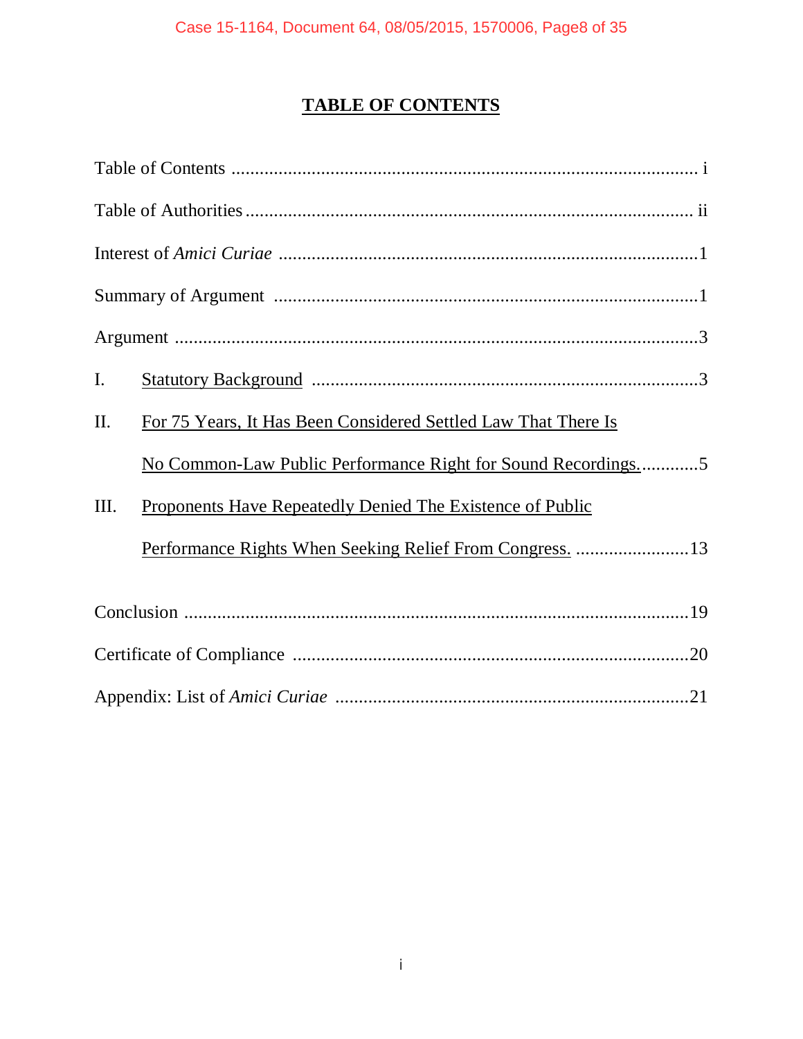# TABLE OF CONTENTS

Table of Contents .................................................................................................. i

Table of Authorities ............................................................................................. ii

Interest of *Amici Curiae* ........................................................................................1

Summary of Argument .........................................................................................1

Argument ...............................................................................................................3

I. Statutory Background ...................................................................................3

II. For 75 Years, It Has Been Considered Settled Law That There Is No Common-Law Public Performance Right for Sound Recordings. ............5

III. Proponents Have Repeatedly Denied The Existence of Public Performance Rights When Seeking Relief From Congress. ........................13

Conclusion ...........................................................................................................19

Certificate of Compliance ....................................................................................20

Appendix: List of *Amici Curiae* ...........................................................................21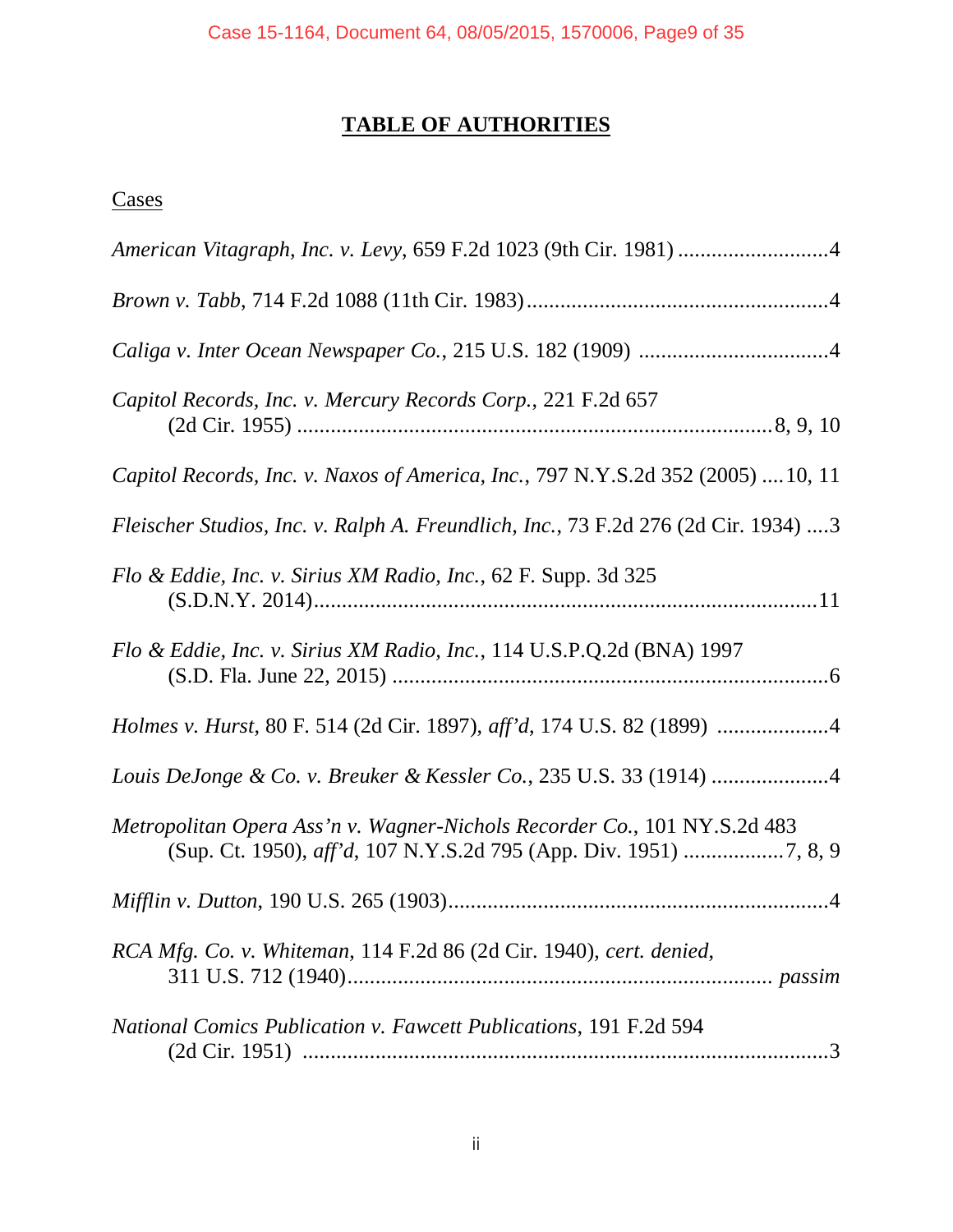# TABLE OF AUTHORITIES

Cases

*American Vitagraph, Inc. v. Levy*, 659 F.2d 1023 (9th Cir. 1981) ...........................4

*Brown v. Tabb*, 714 F.2d 1088 (11th Cir. 1983).....................................................4

*Caliga v. Inter Ocean Newspaper Co.*, 215 U.S. 182 (1909) .................................4

*Capitol Records, Inc. v. Mercury Records Corp.*, 221 F.2d 657 (2d Cir. 1955) .................................................................................8, 9, 10

*Capitol Records, Inc. v. Naxos of America, Inc.*, 797 N.Y.S.2d 352 (2005) ....10, 11

*Fleischer Studios, Inc. v. Ralph A. Freundlich, Inc.*, 73 F.2d 276 (2d Cir. 1934) ....3

*Flo & Eddie, Inc. v. Sirius XM Radio, Inc.*, 62 F. Supp. 3d 325 (S.D.N.Y. 2014)..........................................................................................11

*Flo & Eddie, Inc. v. Sirius XM Radio, Inc.*, 114 U.S.P.Q.2d (BNA) 1997 (S.D. Fla. June 22, 2015) ..............................................................................6

*Holmes v. Hurst*, 80 F. 514 (2d Cir. 1897), *aff'd*, 174 U.S. 82 (1899) ....................4

*Louis DeJonge & Co. v. Breuker & Kessler Co.*, 235 U.S. 33 (1914) .....................4

*Metropolitan Opera Ass'n v. Wagner-Nichols Recorder Co.*, 101 NY.S.2d 483 (Sup. Ct. 1950), *aff'd*, 107 N.Y.S.2d 795 (App. Div. 1951) ..................7, 8, 9

*Mifflin v. Dutton*, 190 U.S. 265 (1903)....................................................................4

*RCA Mfg. Co. v. Whiteman*, 114 F.2d 86 (2d Cir. 1940), *cert. denied*, 311 U.S. 712 (1940)........................................................................... *passim*

*National Comics Publication v. Fawcett Publications*, 191 F.2d 594 (2d Cir. 1951) ..............................................................................................3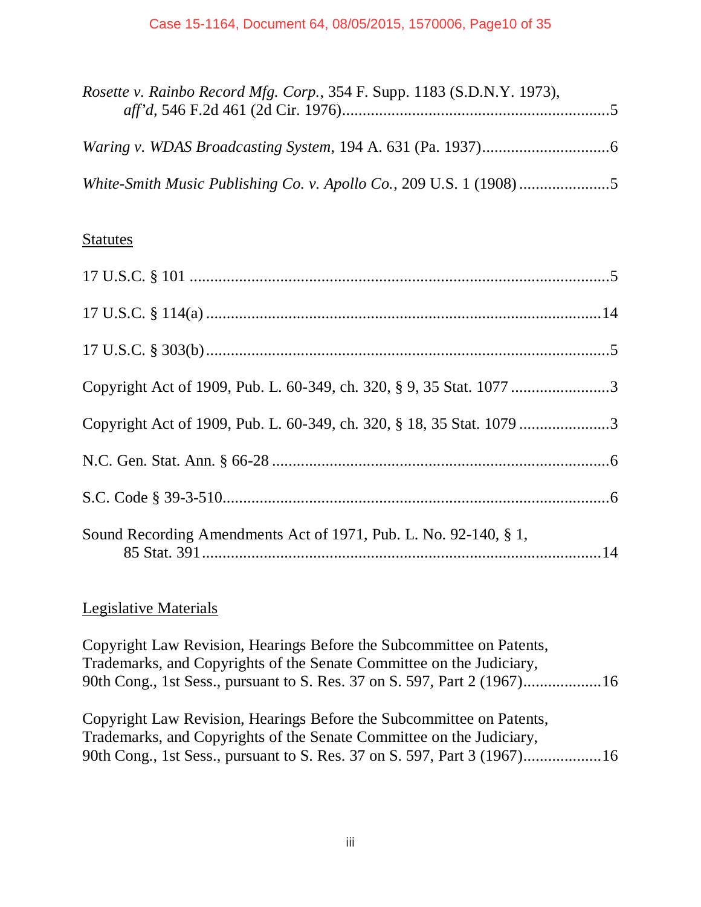*Rosette v. Rainbo Record Mfg. Corp.*, 354 F. Supp. 1183 (S.D.N.Y. 1973), *aff'd*, 546 F.2d 461 (2d Cir. 1976)................................................................5

*Waring v. WDAS Broadcasting System*, 194 A. 631 (Pa. 1937)...............................6

*White-Smith Music Publishing Co. v. Apollo Co.*, 209 U.S. 1 (1908) ......................5

Statutes

17 U.S.C. § 101 ......................................................................................................5

17 U.S.C. § 114(a) ................................................................................................14

17 U.S.C. § 303(b) ..................................................................................................5

Copyright Act of 1909, Pub. L. 60-349, ch. 320, § 9, 35 Stat. 1077 ........................3

Copyright Act of 1909, Pub. L. 60-349, ch. 320, § 18, 35 Stat. 1079 ......................3

N.C. Gen. Stat. Ann. § 66-28 ..................................................................................6

S.C. Code § 39-3-510.............................................................................................6

Sound Recording Amendments Act of 1971, Pub. L. No. 92-140, § 1, 85 Stat. 391..................................................................................................14

Legislative Materials

Copyright Law Revision, Hearings Before the Subcommittee on Patents, Trademarks, and Copyrights of the Senate Committee on the Judiciary, 90th Cong., 1st Sess., pursuant to S. Res. 37 on S. 597, Part 2 (1967)...................16

Copyright Law Revision, Hearings Before the Subcommittee on Patents, Trademarks, and Copyrights of the Senate Committee on the Judiciary, 90th Cong., 1st Sess., pursuant to S. Res. 37 on S. 597, Part 3 (1967)...................16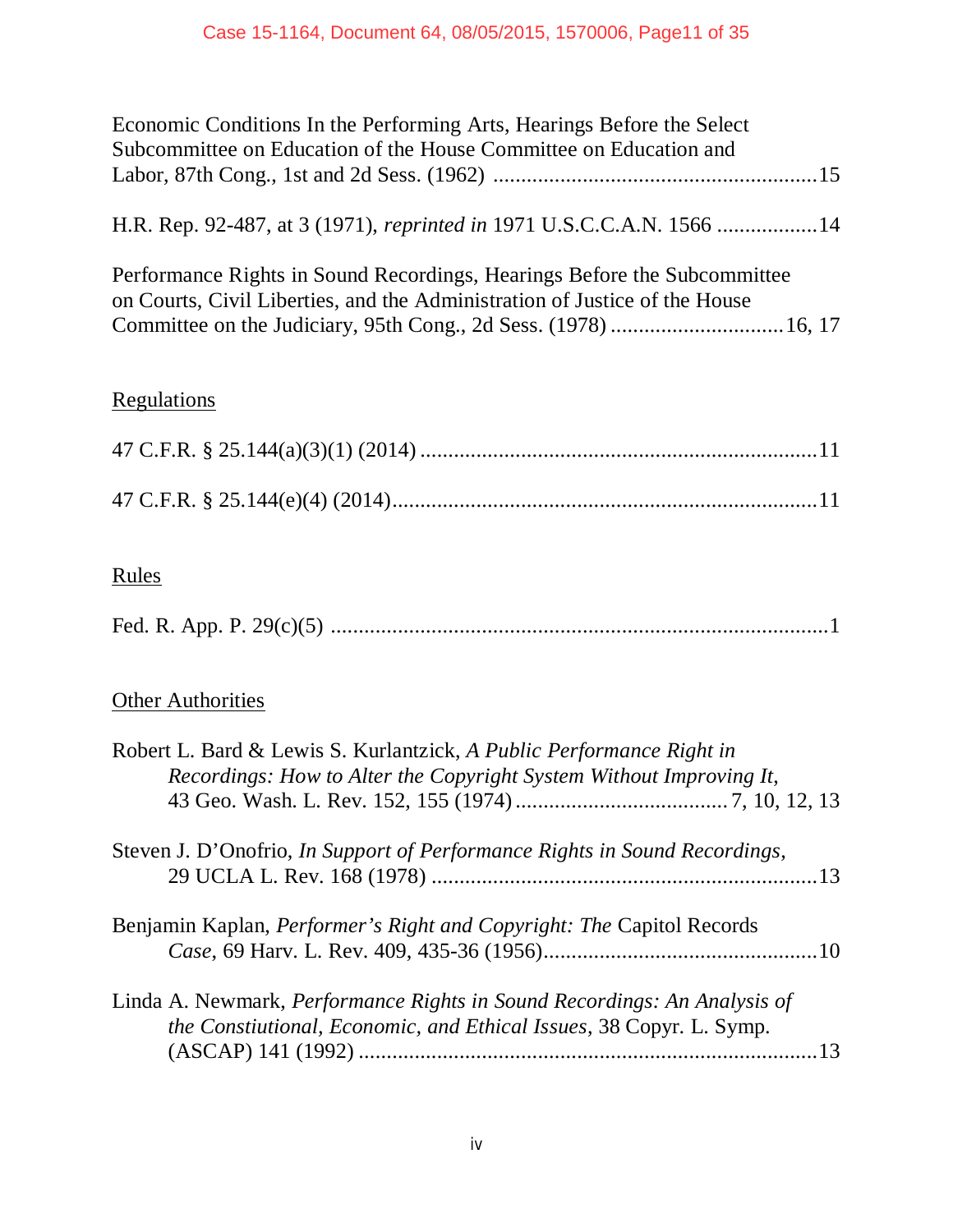Economic Conditions In the Performing Arts, Hearings Before the Select Subcommittee on Education of the House Committee on Education and Labor, 87th Cong., 1st and 2d Sess. (1962) ........................................................15

H.R. Rep. 92-487, at 3 (1971), *reprinted in* 1971 U.S.C.C.A.N. 1566 ..................14

Performance Rights in Sound Recordings, Hearings Before the Subcommittee on Courts, Civil Liberties, and the Administration of Justice of the House Committee on the Judiciary, 95th Cong., 2d Sess. (1978) ...............................16, 17

Regulations

47 C.F.R. § 25.144(a)(3)(1) (2014) ......................................................................11

47 C.F.R. § 25.144(e)(4) (2014)...........................................................................11

Rules

Fed. R. App. P. 29(c)(5) .........................................................................................1

Other Authorities

Robert L. Bard & Lewis S. Kurlantzick, *A Public Performance Right in Recordings: How to Alter the Copyright System Without Improving It*, 43 Geo. Wash. L. Rev. 152, 155 (1974) ...................................... 7, 10, 12, 13

Steven J. D'Onofrio, *In Support of Performance Rights in Sound Recordings*, 29 UCLA L. Rev. 168 (1978) .....................................................................13

Benjamin Kaplan, *Performer's Right and Copyright: The* Capitol Records *Case*, 69 Harv. L. Rev. 409, 435-36 (1956)................................................10

Linda A. Newmark, *Performance Rights in Sound Recordings: An Analysis of the Constiutional, Economic, and Ethical Issues*, 38 Copyr. L. Symp. (ASCAP) 141 (1992) ..................................................................................13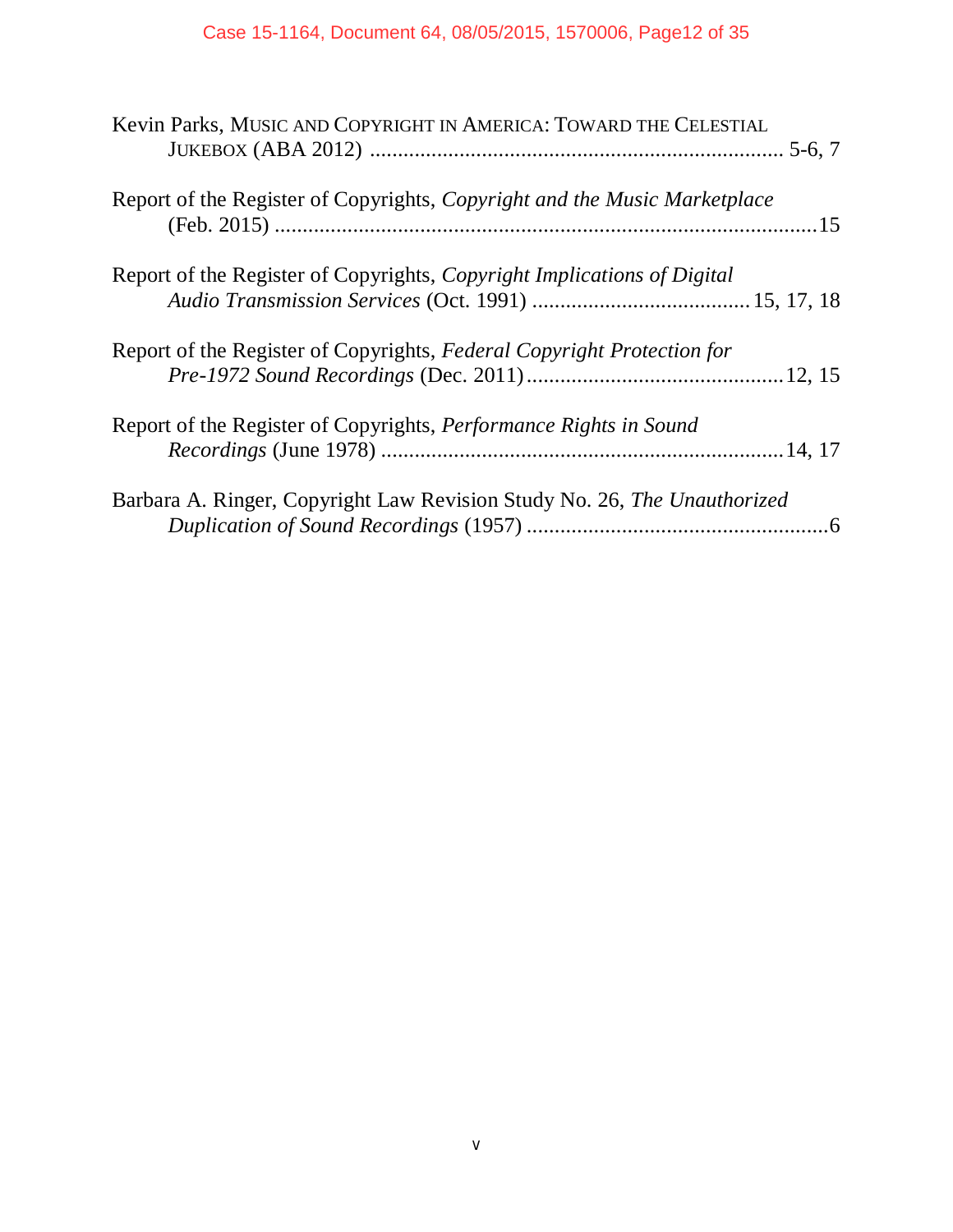Kevin Parks, MUSIC AND COPYRIGHT IN AMERICA: TOWARD THE CELESTIAL JUKEBOX (ABA 2012) ........................................................................ 5-6, 7

Report of the Register of Copyrights, *Copyright and the Music Marketplace* (Feb. 2015) ................................................................................................15

Report of the Register of Copyrights, *Copyright Implications of Digital Audio Transmission Services* (Oct. 1991) ...................................... 15, 17, 18

Report of the Register of Copyrights, *Federal Copyright Protection for Pre-1972 Sound Recordings* (Dec. 2011) ............................................. 12, 15

Report of the Register of Copyrights, *Performance Rights in Sound Recordings* (June 1978) ....................................................................... 14, 17

Barbara A. Ringer, Copyright Law Revision Study No. 26, *The Unauthorized Duplication of Sound Recordings* (1957) ......................................................6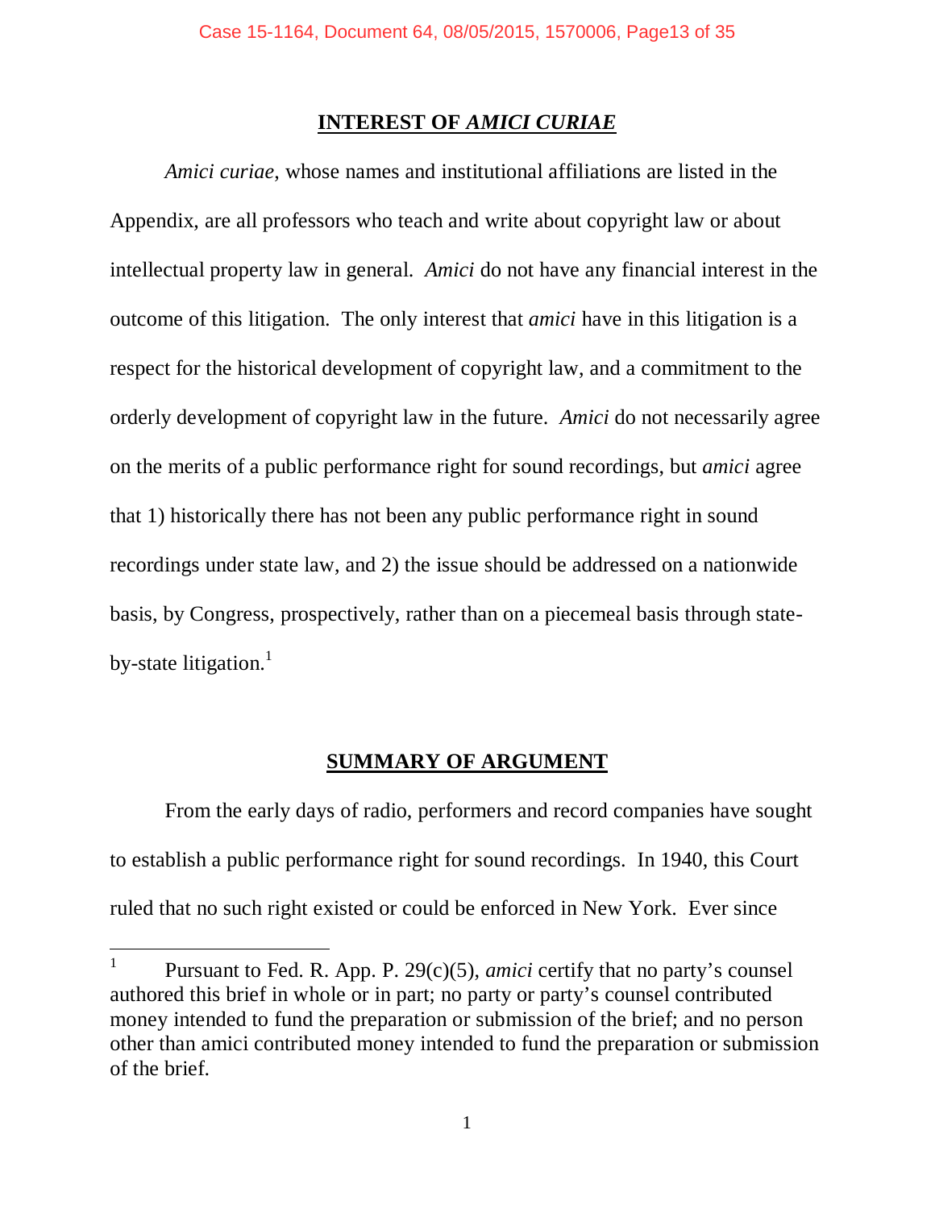## INTEREST OF *AMICI CURIAE*

*Amici curiae*, whose names and institutional affiliations are listed in the Appendix, are all professors who teach and write about copyright law or about intellectual property law in general. *Amici* do not have any financial interest in the outcome of this litigation. The only interest that *amici* have in this litigation is a respect for the historical development of copyright law, and a commitment to the orderly development of copyright law in the future. *Amici* do not necessarily agree on the merits of a public performance right for sound recordings, but *amici* agree that 1) historically there has not been any public performance right in sound recordings under state law, and 2) the issue should be addressed on a nationwide basis, by Congress, prospectively, rather than on a piecemeal basis through state-by-state litigation.[1]

## SUMMARY OF ARGUMENT

From the early days of radio, performers and record companies have sought to establish a public performance right for sound recordings. In 1940, this Court ruled that no such right existed or could be enforced in New York. Ever since

[1] Pursuant to Fed. R. App. P. 29(c)(5), *amici* certify that no party's counsel authored this brief in whole or in part; no party or party's counsel contributed money intended to fund the preparation or submission of the brief; and no person other than amici contributed money intended to fund the preparation or submission of the brief.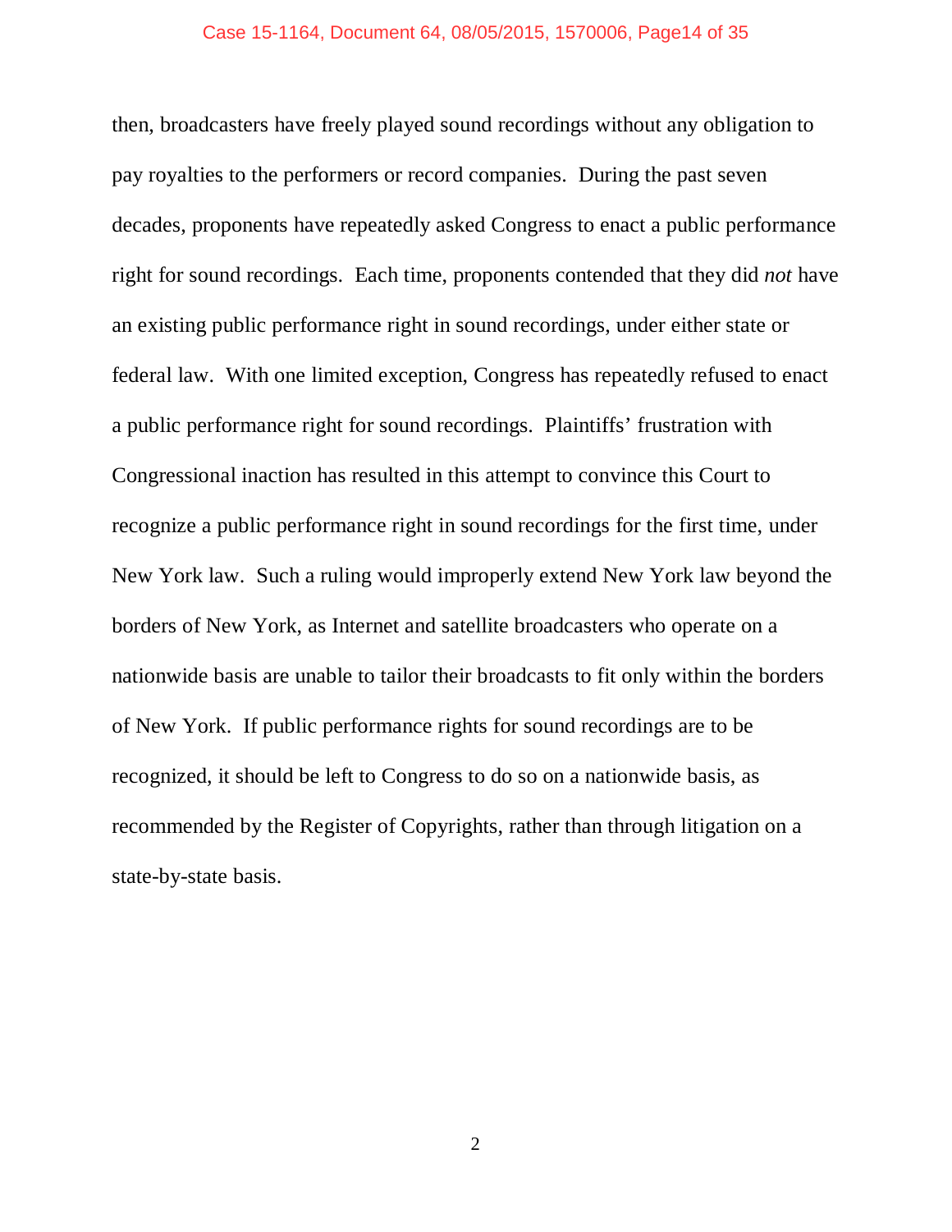then, broadcasters have freely played sound recordings without any obligation to pay royalties to the performers or record companies. During the past seven decades, proponents have repeatedly asked Congress to enact a public performance right for sound recordings. Each time, proponents contended that they did *not* have an existing public performance right in sound recordings, under either state or federal law. With one limited exception, Congress has repeatedly refused to enact a public performance right for sound recordings. Plaintiffs' frustration with Congressional inaction has resulted in this attempt to convince this Court to recognize a public performance right in sound recordings for the first time, under New York law. Such a ruling would improperly extend New York law beyond the borders of New York, as Internet and satellite broadcasters who operate on a nationwide basis are unable to tailor their broadcasts to fit only within the borders of New York. If public performance rights for sound recordings are to be recognized, it should be left to Congress to do so on a nationwide basis, as recommended by the Register of Copyrights, rather than through litigation on a state-by-state basis.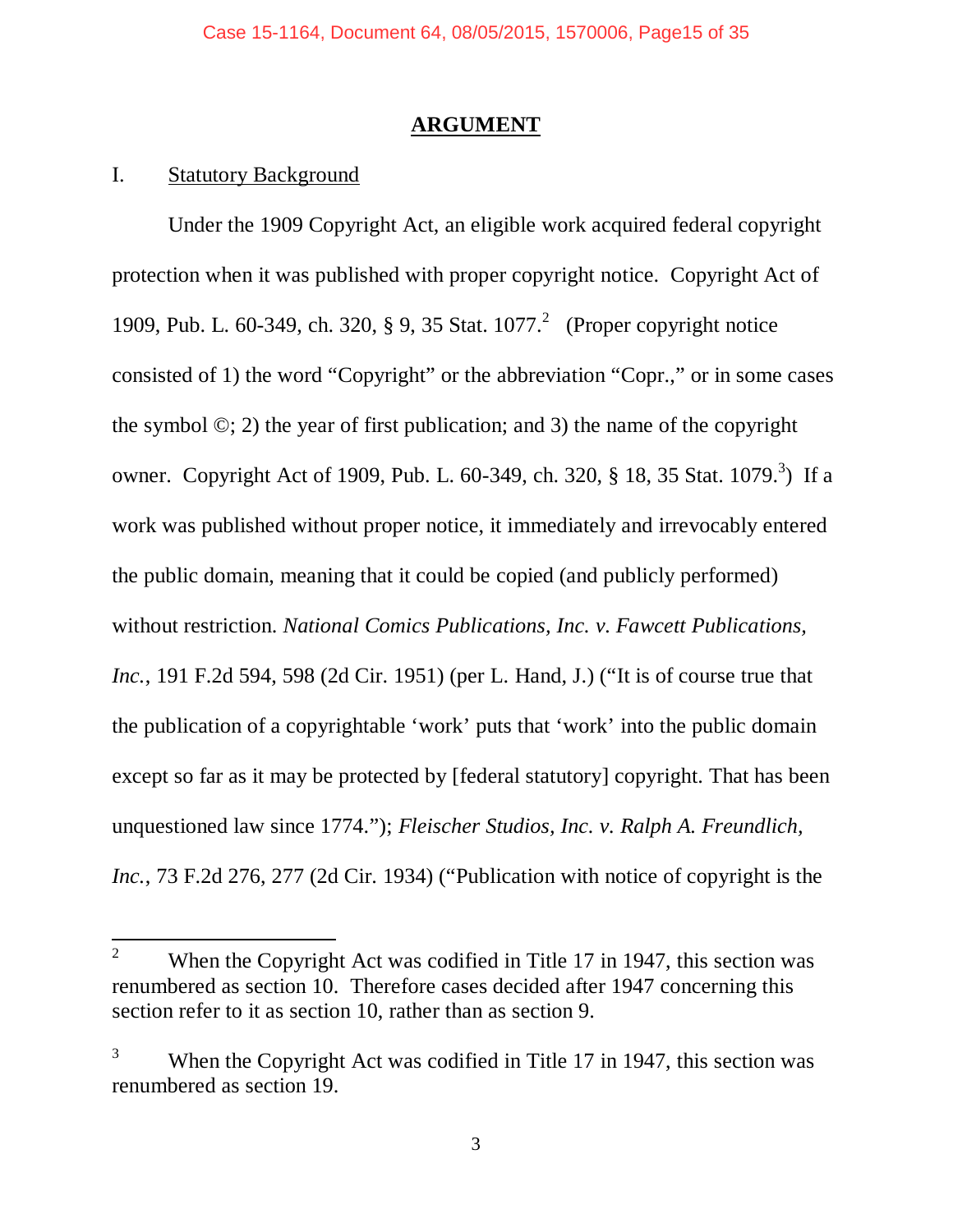## ARGUMENT

### I. Statutory Background

Under the 1909 Copyright Act, an eligible work acquired federal copyright protection when it was published with proper copyright notice. Copyright Act of 1909, Pub. L. 60-349, ch. 320, § 9, 35 Stat. 1077.[2] (Proper copyright notice consisted of 1) the word "Copyright" or the abbreviation "Copr.," or in some cases the symbol ©; 2) the year of first publication; and 3) the name of the copyright owner. Copyright Act of 1909, Pub. L. 60-349, ch. 320, § 18, 35 Stat. 1079.[3]) If a work was published without proper notice, it immediately and irrevocably entered the public domain, meaning that it could be copied (and publicly performed) without restriction. *National Comics Publications, Inc. v. Fawcett Publications, Inc.*, 191 F.2d 594, 598 (2d Cir. 1951) (per L. Hand, J.) ("It is of course true that the publication of a copyrightable 'work' puts that 'work' into the public domain except so far as it may be protected by [federal statutory] copyright. That has been unquestioned law since 1774."); *Fleischer Studios, Inc. v. Ralph A. Freundlich, Inc.*, 73 F.2d 276, 277 (2d Cir. 1934) ("Publication with notice of copyright is the

---

[2] When the Copyright Act was codified in Title 17 in 1947, this section was renumbered as section 10. Therefore cases decided after 1947 concerning this section refer to it as section 10, rather than as section 9.

[3] When the Copyright Act was codified in Title 17 in 1947, this section was renumbered as section 19.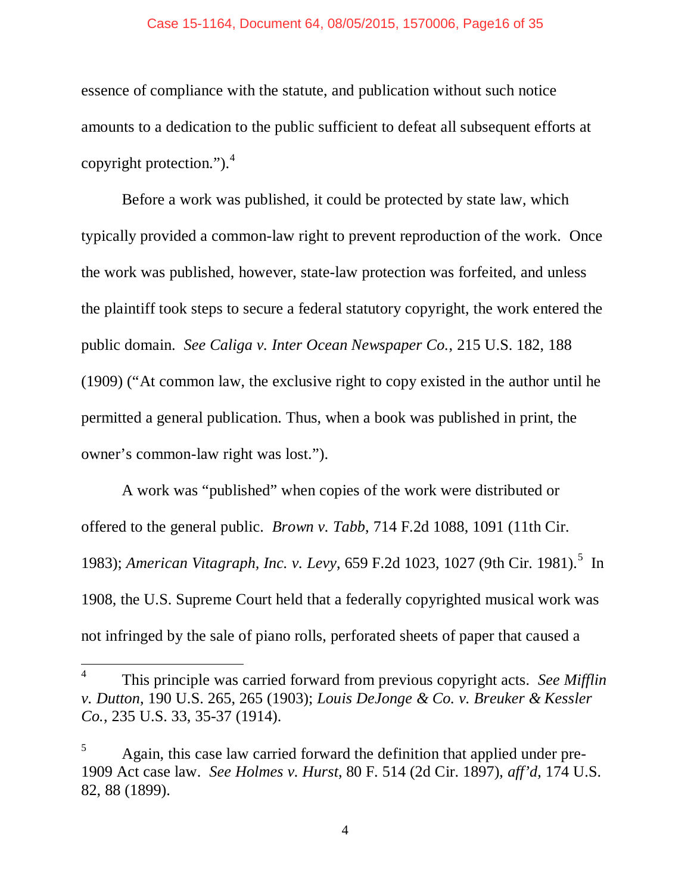essence of compliance with the statute, and publication without such notice amounts to a dedication to the public sufficient to defeat all subsequent efforts at copyright protection.").[4]

Before a work was published, it could be protected by state law, which typically provided a common-law right to prevent reproduction of the work. Once the work was published, however, state-law protection was forfeited, and unless the plaintiff took steps to secure a federal statutory copyright, the work entered the public domain. *See Caliga v. Inter Ocean Newspaper Co.*, 215 U.S. 182, 188 (1909) ("At common law, the exclusive right to copy existed in the author until he permitted a general publication. Thus, when a book was published in print, the owner's common-law right was lost.").

A work was "published" when copies of the work were distributed or offered to the general public. *Brown v. Tabb*, 714 F.2d 1088, 1091 (11th Cir. 1983); *American Vitagraph, Inc. v. Levy*, 659 F.2d 1023, 1027 (9th Cir. 1981).[5] In 1908, the U.S. Supreme Court held that a federally copyrighted musical work was not infringed by the sale of piano rolls, perforated sheets of paper that caused a

---

[4] This principle was carried forward from previous copyright acts. *See Mifflin v. Dutton*, 190 U.S. 265, 265 (1903); *Louis DeJonge & Co. v. Breuker & Kessler Co.*, 235 U.S. 33, 35-37 (1914).

[5] Again, this case law carried forward the definition that applied under pre-1909 Act case law. *See Holmes v. Hurst*, 80 F. 514 (2d Cir. 1897), *aff'd*, 174 U.S. 82, 88 (1899).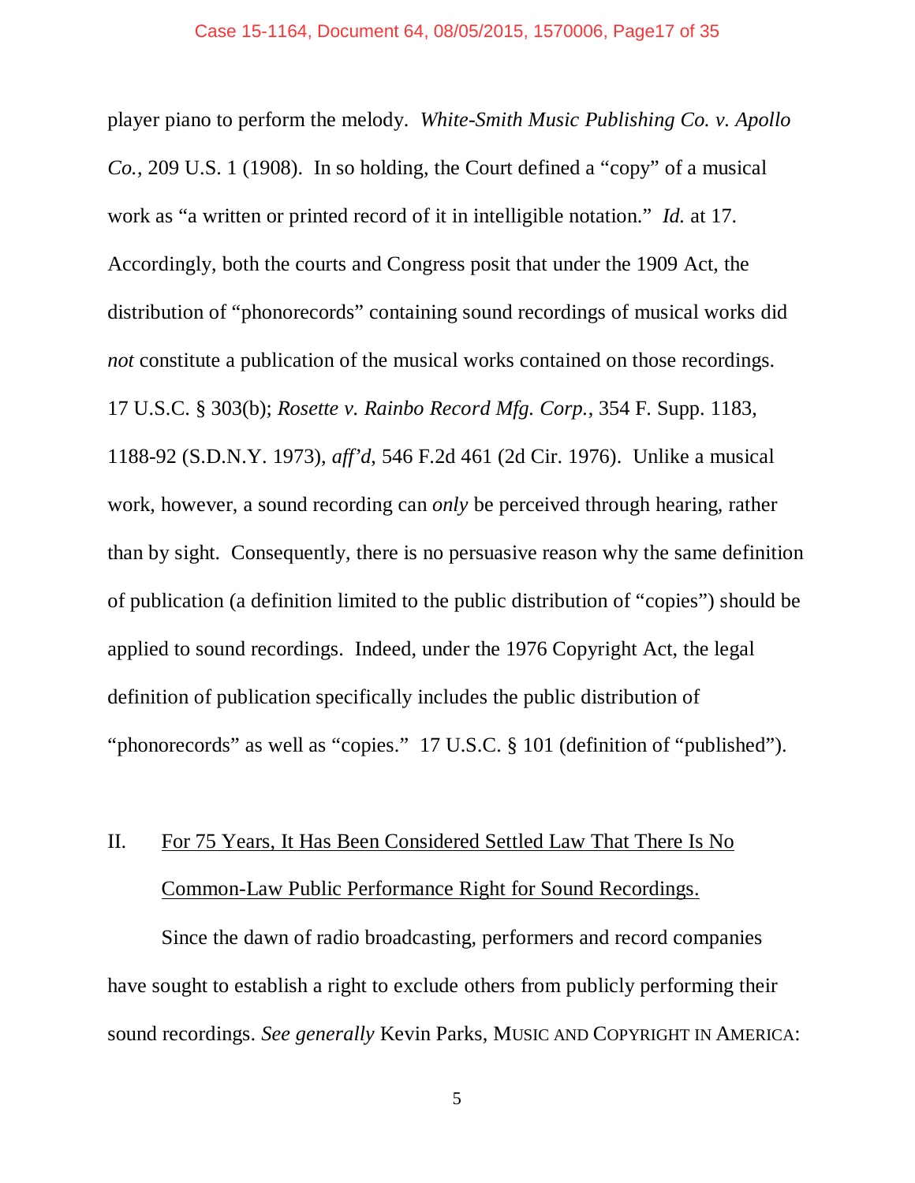player piano to perform the melody. *White-Smith Music Publishing Co. v. Apollo Co.*, 209 U.S. 1 (1908). In so holding, the Court defined a "copy" of a musical work as "a written or printed record of it in intelligible notation." *Id.* at 17. Accordingly, both the courts and Congress posit that under the 1909 Act, the distribution of "phonorecords" containing sound recordings of musical works did *not* constitute a publication of the musical works contained on those recordings. 17 U.S.C. § 303(b); *Rosette v. Rainbo Record Mfg. Corp.*, 354 F. Supp. 1183, 1188-92 (S.D.N.Y. 1973), *aff'd*, 546 F.2d 461 (2d Cir. 1976). Unlike a musical work, however, a sound recording can *only* be perceived through hearing, rather than by sight. Consequently, there is no persuasive reason why the same definition of publication (a definition limited to the public distribution of "copies") should be applied to sound recordings. Indeed, under the 1976 Copyright Act, the legal definition of publication specifically includes the public distribution of "phonorecords" as well as "copies." 17 U.S.C. § 101 (definition of "published").

## II. For 75 Years, It Has Been Considered Settled Law That There Is No Common-Law Public Performance Right for Sound Recordings.

Since the dawn of radio broadcasting, performers and record companies have sought to establish a right to exclude others from publicly performing their sound recordings. *See generally* Kevin Parks, MUSIC AND COPYRIGHT IN AMERICA: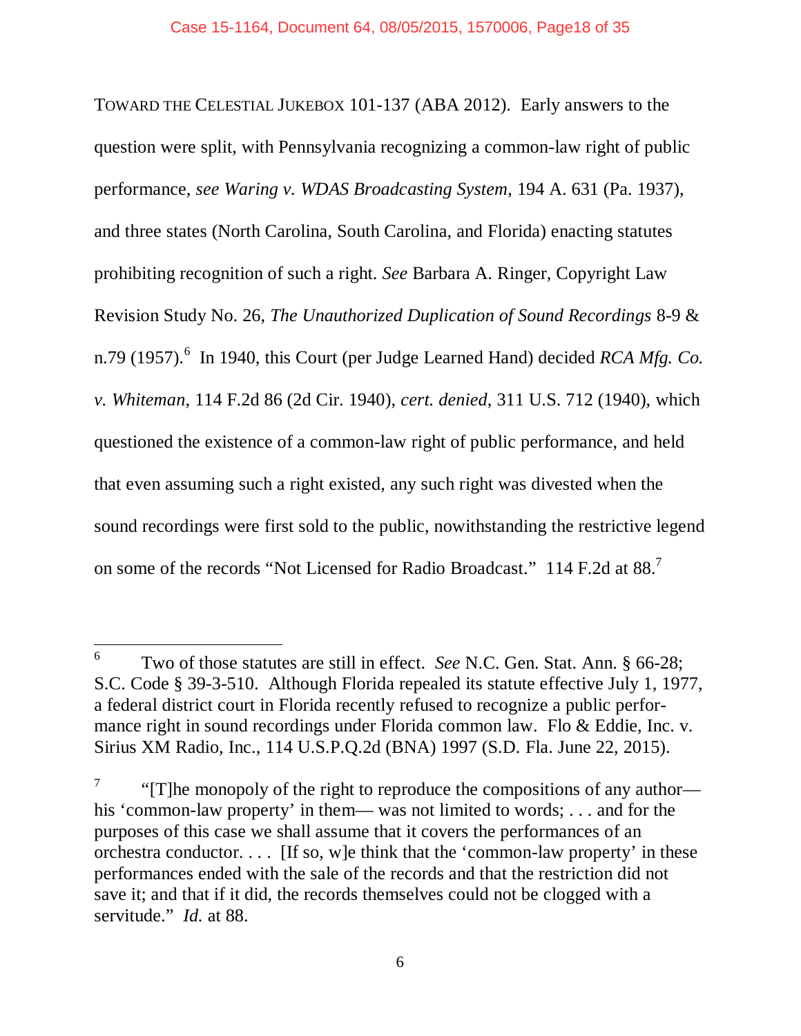TOWARD THE CELESTIAL JUKEBOX 101-137 (ABA 2012). Early answers to the question were split, with Pennsylvania recognizing a common-law right of public performance, *see Waring v. WDAS Broadcasting System*, 194 A. 631 (Pa. 1937), and three states (North Carolina, South Carolina, and Florida) enacting statutes prohibiting recognition of such a right. *See* Barbara A. Ringer, Copyright Law Revision Study No. 26, *The Unauthorized Duplication of Sound Recordings* 8-9 & n.79 (1957).[6] In 1940, this Court (per Judge Learned Hand) decided *RCA Mfg. Co. v. Whiteman*, 114 F.2d 86 (2d Cir. 1940), *cert. denied*, 311 U.S. 712 (1940), which questioned the existence of a common-law right of public performance, and held that even assuming such a right existed, any such right was divested when the sound recordings were first sold to the public, nowithstanding the restrictive legend on some of the records "Not Licensed for Radio Broadcast." 114 F.2d at 88.[7]

---

[6] Two of those statutes are still in effect. *See* N.C. Gen. Stat. Ann. § 66-28; S.C. Code § 39-3-510. Although Florida repealed its statute effective July 1, 1977, a federal district court in Florida recently refused to recognize a public performance right in sound recordings under Florida common law. Flo & Eddie, Inc. v. Sirius XM Radio, Inc., 114 U.S.P.Q.2d (BNA) 1997 (S.D. Fla. June 22, 2015).

[7] "[T]he monopoly of the right to reproduce the compositions of any author—his 'common-law property' in them— was not limited to words; . . . and for the purposes of this case we shall assume that it covers the performances of an orchestra conductor. . . . [If so, w]e think that the 'common-law property' in these performances ended with the sale of the records and that the restriction did not save it; and that if it did, the records themselves could not be clogged with a servitude." *Id.* at 88.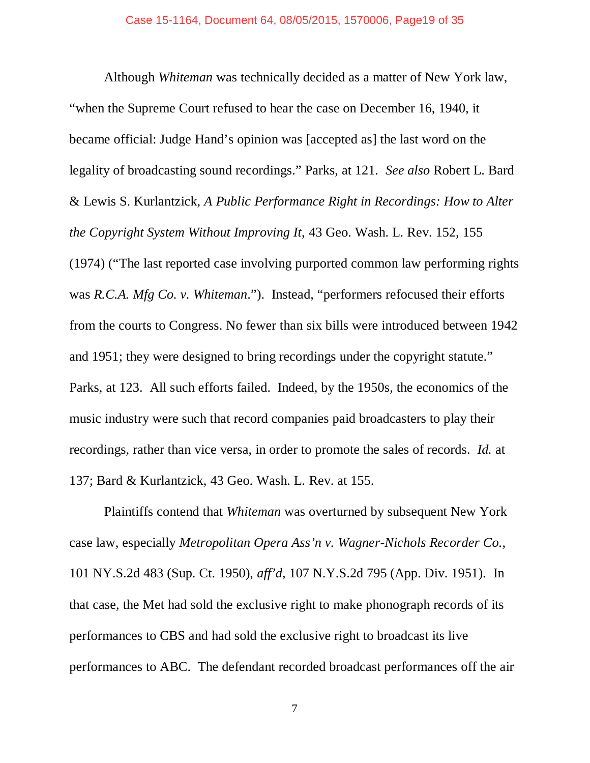Although *Whiteman* was technically decided as a matter of New York law, "when the Supreme Court refused to hear the case on December 16, 1940, it became official: Judge Hand's opinion was [accepted as] the last word on the legality of broadcasting sound recordings." Parks, at 121. *See also* Robert L. Bard & Lewis S. Kurlantzick, *A Public Performance Right in Recordings: How to Alter the Copyright System Without Improving It*, 43 Geo. Wash. L. Rev. 152, 155 (1974) ("The last reported case involving purported common law performing rights was *R.C.A. Mfg Co. v. Whiteman*."). Instead, "performers refocused their efforts from the courts to Congress. No fewer than six bills were introduced between 1942 and 1951; they were designed to bring recordings under the copyright statute." Parks, at 123. All such efforts failed. Indeed, by the 1950s, the economics of the music industry were such that record companies paid broadcasters to play their recordings, rather than vice versa, in order to promote the sales of records. *Id.* at 137; Bard & Kurlantzick, 43 Geo. Wash. L. Rev. at 155.

Plaintiffs contend that *Whiteman* was overturned by subsequent New York case law, especially *Metropolitan Opera Ass'n v. Wagner-Nichols Recorder Co.*, 101 NY.S.2d 483 (Sup. Ct. 1950), *aff'd*, 107 N.Y.S.2d 795 (App. Div. 1951). In that case, the Met had sold the exclusive right to make phonograph records of its performances to CBS and had sold the exclusive right to broadcast its live performances to ABC. The defendant recorded broadcast performances off the air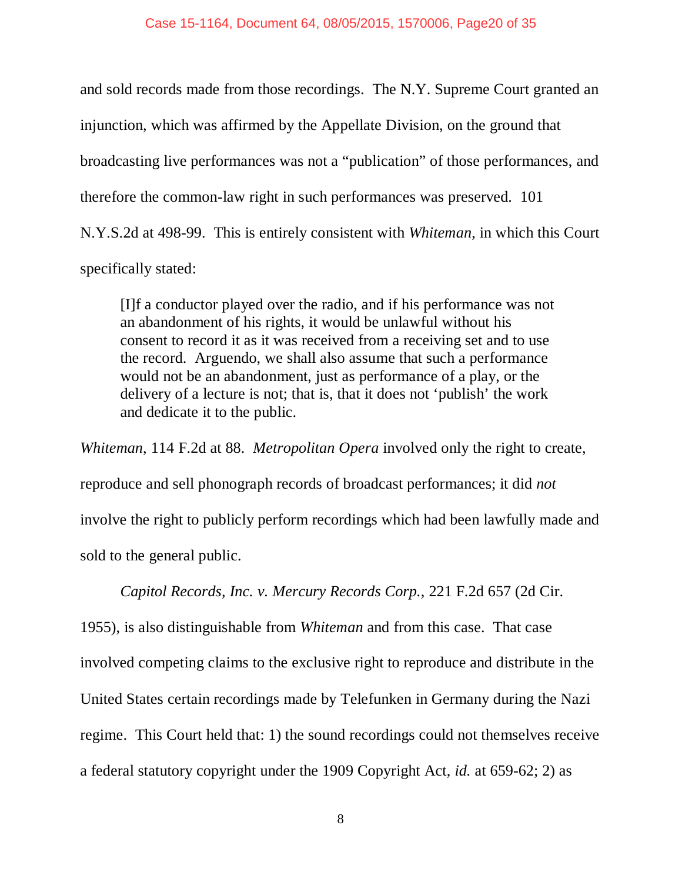and sold records made from those recordings. The N.Y. Supreme Court granted an injunction, which was affirmed by the Appellate Division, on the ground that broadcasting live performances was not a "publication" of those performances, and therefore the common-law right in such performances was preserved. 101 N.Y.S.2d at 498-99. This is entirely consistent with *Whiteman*, in which this Court specifically stated:

> [I]f a conductor played over the radio, and if his performance was not an abandonment of his rights, it would be unlawful without his consent to record it as it was received from a receiving set and to use the record. Arguendo, we shall also assume that such a performance would not be an abandonment, just as performance of a play, or the delivery of a lecture is not; that is, that it does not 'publish' the work and dedicate it to the public.

*Whiteman*, 114 F.2d at 88. *Metropolitan Opera* involved only the right to create, reproduce and sell phonograph records of broadcast performances; it did *not* involve the right to publicly perform recordings which had been lawfully made and sold to the general public.

*Capitol Records, Inc. v. Mercury Records Corp.*, 221 F.2d 657 (2d Cir. 1955), is also distinguishable from *Whiteman* and from this case. That case involved competing claims to the exclusive right to reproduce and distribute in the United States certain recordings made by Telefunken in Germany during the Nazi regime. This Court held that: 1) the sound recordings could not themselves receive a federal statutory copyright under the 1909 Copyright Act, *id.* at 659-62; 2) as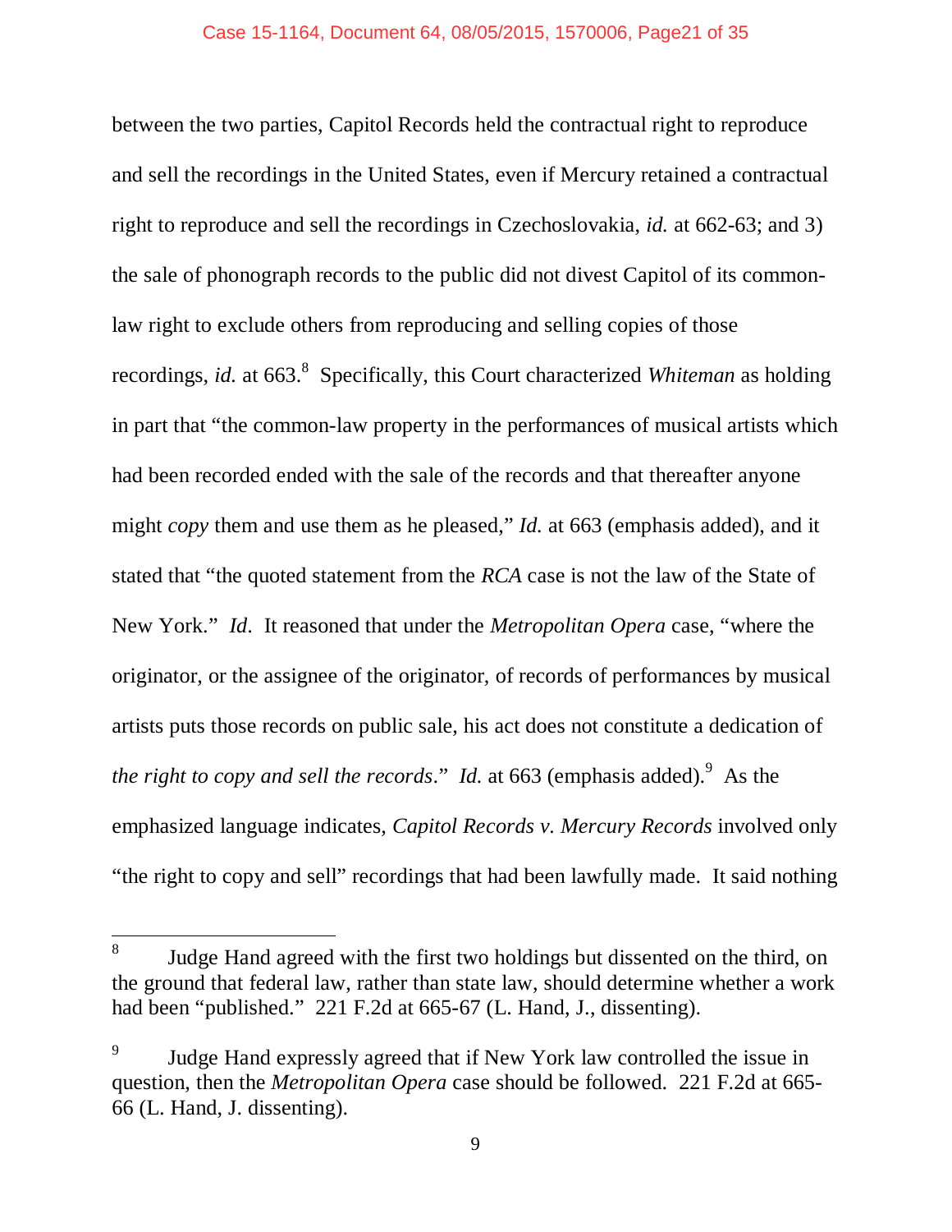between the two parties, Capitol Records held the contractual right to reproduce and sell the recordings in the United States, even if Mercury retained a contractual right to reproduce and sell the recordings in Czechoslovakia, *id.* at 662-63; and 3) the sale of phonograph records to the public did not divest Capitol of its common-law right to exclude others from reproducing and selling copies of those recordings, *id.* at 663.[8] Specifically, this Court characterized *Whiteman* as holding in part that "the common-law property in the performances of musical artists which had been recorded ended with the sale of the records and that thereafter anyone might *copy* them and use them as he pleased," *Id.* at 663 (emphasis added), and it stated that "the quoted statement from the *RCA* case is not the law of the State of New York." *Id*. It reasoned that under the *Metropolitan Opera* case, "where the originator, or the assignee of the originator, of records of performances by musical artists puts those records on public sale, his act does not constitute a dedication of *the right to copy and sell the records*." *Id.* at 663 (emphasis added).[9] As the emphasized language indicates, *Capitol Records v. Mercury Records* involved only "the right to copy and sell" recordings that had been lawfully made. It said nothing

---

[8] Judge Hand agreed with the first two holdings but dissented on the third, on the ground that federal law, rather than state law, should determine whether a work had been "published." 221 F.2d at 665-67 (L. Hand, J., dissenting).

[9] Judge Hand expressly agreed that if New York law controlled the issue in question, then the *Metropolitan Opera* case should be followed. 221 F.2d at 665-66 (L. Hand, J. dissenting).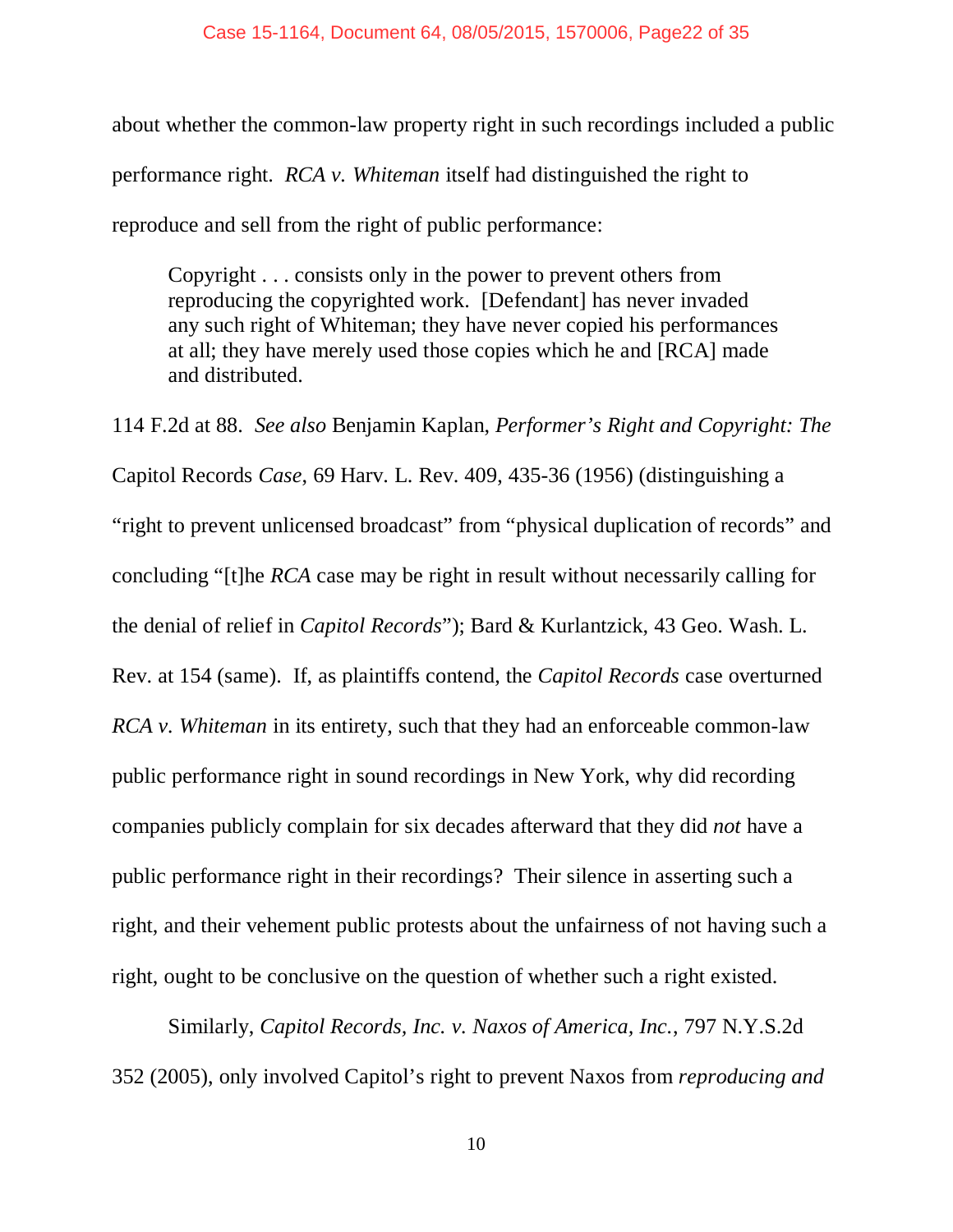about whether the common-law property right in such recordings included a public performance right. *RCA v. Whiteman* itself had distinguished the right to reproduce and sell from the right of public performance:

> Copyright . . . consists only in the power to prevent others from reproducing the copyrighted work. [Defendant] has never invaded any such right of Whiteman; they have never copied his performances at all; they have merely used those copies which he and [RCA] made and distributed.

114 F.2d at 88. *See also* Benjamin Kaplan, *Performer's Right and Copyright: The* Capitol Records *Case*, 69 Harv. L. Rev. 409, 435-36 (1956) (distinguishing a "right to prevent unlicensed broadcast" from "physical duplication of records" and concluding "[t]he *RCA* case may be right in result without necessarily calling for the denial of relief in *Capitol Records*"); Bard & Kurlantzick, 43 Geo. Wash. L. Rev. at 154 (same). If, as plaintiffs contend, the *Capitol Records* case overturned *RCA v. Whiteman* in its entirety, such that they had an enforceable common-law public performance right in sound recordings in New York, why did recording companies publicly complain for six decades afterward that they did *not* have a public performance right in their recordings? Their silence in asserting such a right, and their vehement public protests about the unfairness of not having such a right, ought to be conclusive on the question of whether such a right existed.

Similarly, *Capitol Records, Inc. v. Naxos of America, Inc.*, 797 N.Y.S.2d 352 (2005), only involved Capitol's right to prevent Naxos from *reproducing and*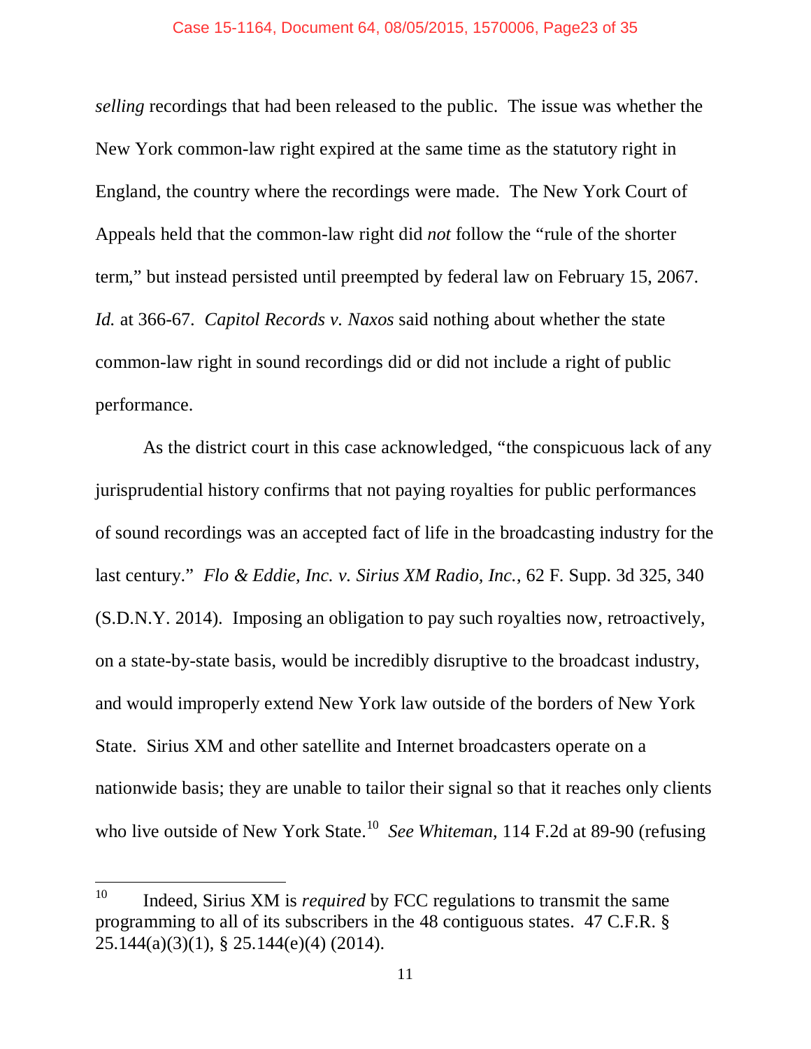*selling* recordings that had been released to the public. The issue was whether the New York common-law right expired at the same time as the statutory right in England, the country where the recordings were made. The New York Court of Appeals held that the common-law right did *not* follow the "rule of the shorter term," but instead persisted until preempted by federal law on February 15, 2067. *Id.* at 366-67. *Capitol Records v. Naxos* said nothing about whether the state common-law right in sound recordings did or did not include a right of public performance.

As the district court in this case acknowledged, "the conspicuous lack of any jurisprudential history confirms that not paying royalties for public performances of sound recordings was an accepted fact of life in the broadcasting industry for the last century." *Flo & Eddie, Inc. v. Sirius XM Radio, Inc.*, 62 F. Supp. 3d 325, 340 (S.D.N.Y. 2014). Imposing an obligation to pay such royalties now, retroactively, on a state-by-state basis, would be incredibly disruptive to the broadcast industry, and would improperly extend New York law outside of the borders of New York State. Sirius XM and other satellite and Internet broadcasters operate on a nationwide basis; they are unable to tailor their signal so that it reaches only clients who live outside of New York State.[10] *See Whiteman*, 114 F.2d at 89-90 (refusing

---

[10] Indeed, Sirius XM is *required* by FCC regulations to transmit the same programming to all of its subscribers in the 48 contiguous states. 47 C.F.R. § 25.144(a)(3)(1), § 25.144(e)(4) (2014).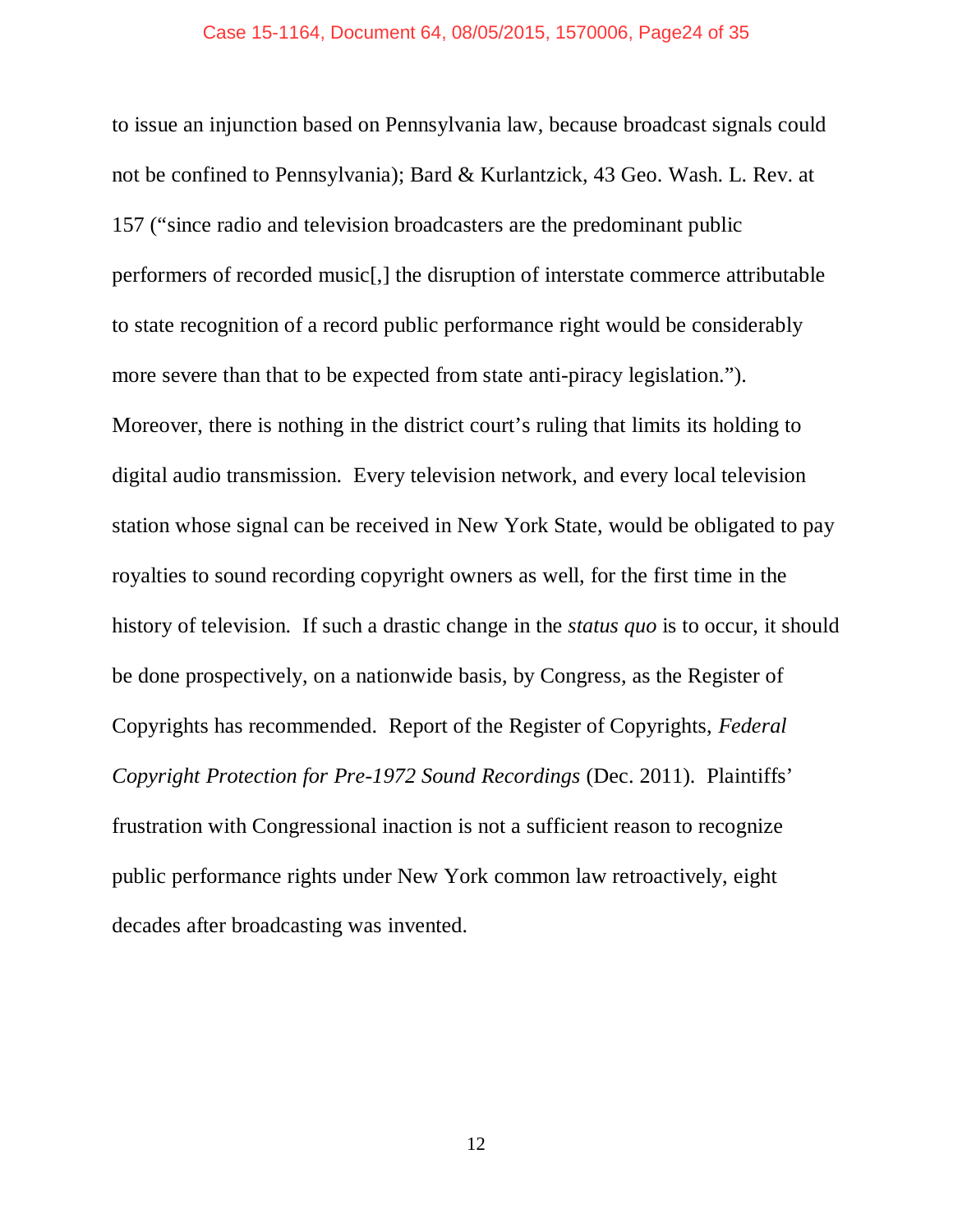to issue an injunction based on Pennsylvania law, because broadcast signals could not be confined to Pennsylvania); Bard & Kurlantzick, 43 Geo. Wash. L. Rev. at 157 ("since radio and television broadcasters are the predominant public performers of recorded music[,] the disruption of interstate commerce attributable to state recognition of a record public performance right would be considerably more severe than that to be expected from state anti-piracy legislation."). Moreover, there is nothing in the district court's ruling that limits its holding to digital audio transmission. Every television network, and every local television station whose signal can be received in New York State, would be obligated to pay royalties to sound recording copyright owners as well, for the first time in the history of television. If such a drastic change in the *status quo* is to occur, it should be done prospectively, on a nationwide basis, by Congress, as the Register of Copyrights has recommended. Report of the Register of Copyrights, *Federal Copyright Protection for Pre-1972 Sound Recordings* (Dec. 2011). Plaintiffs' frustration with Congressional inaction is not a sufficient reason to recognize public performance rights under New York common law retroactively, eight decades after broadcasting was invented.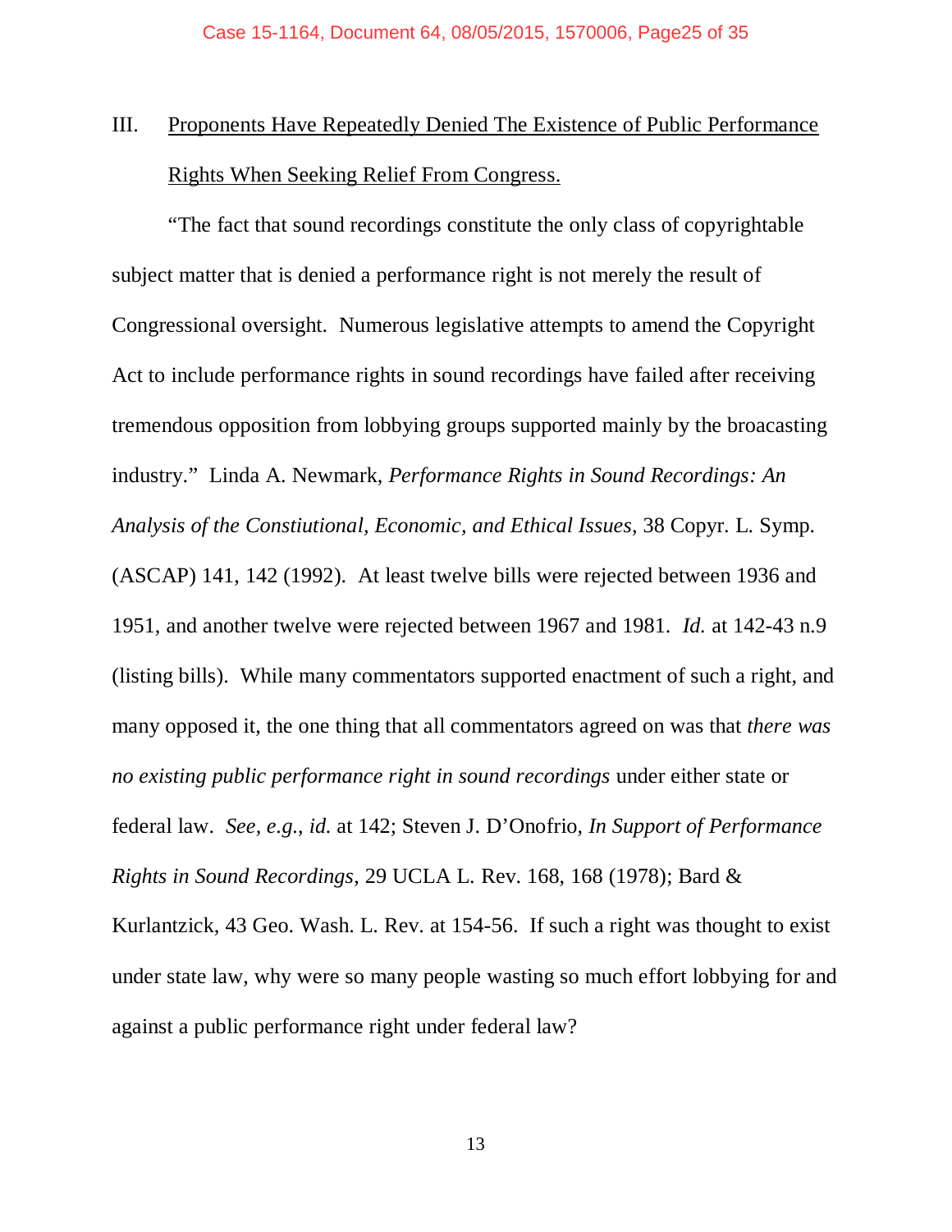## III. Proponents Have Repeatedly Denied The Existence of Public Performance Rights When Seeking Relief From Congress.

"The fact that sound recordings constitute the only class of copyrightable subject matter that is denied a performance right is not merely the result of Congressional oversight. Numerous legislative attempts to amend the Copyright Act to include performance rights in sound recordings have failed after receiving tremendous opposition from lobbying groups supported mainly by the broacasting industry." Linda A. Newmark, *Performance Rights in Sound Recordings: An Analysis of the Constiutional, Economic, and Ethical Issues*, 38 Copyr. L. Symp. (ASCAP) 141, 142 (1992). At least twelve bills were rejected between 1936 and 1951, and another twelve were rejected between 1967 and 1981. *Id.* at 142-43 n.9 (listing bills). While many commentators supported enactment of such a right, and many opposed it, the one thing that all commentators agreed on was that *there was no existing public performance right in sound recordings* under either state or federal law. *See, e.g.*, *id.* at 142; Steven J. D'Onofrio, *In Support of Performance Rights in Sound Recordings*, 29 UCLA L. Rev. 168, 168 (1978); Bard & Kurlantzick, 43 Geo. Wash. L. Rev. at 154-56. If such a right was thought to exist under state law, why were so many people wasting so much effort lobbying for and against a public performance right under federal law?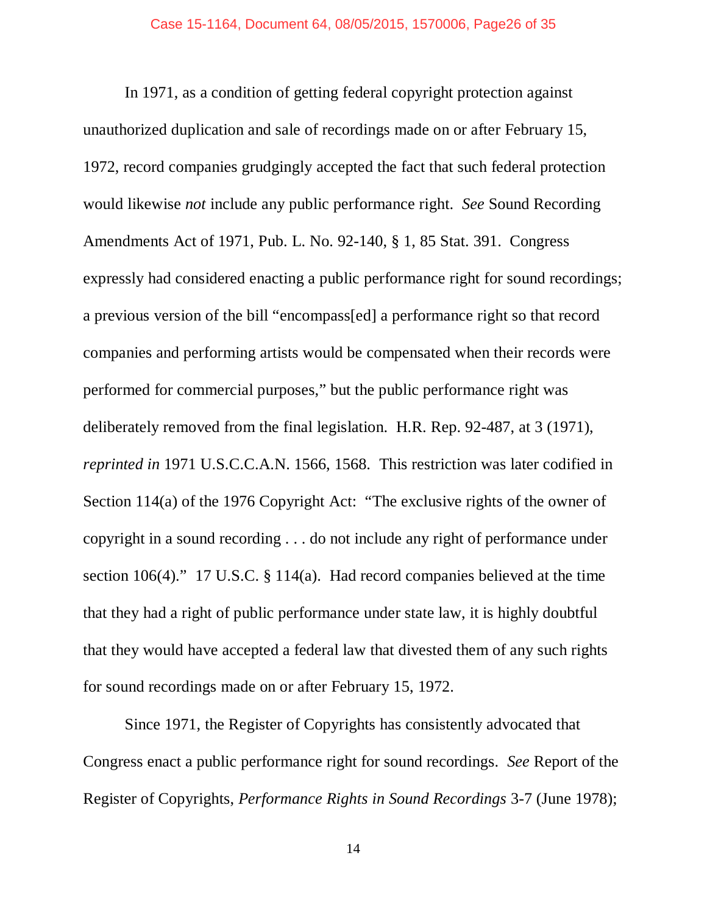In 1971, as a condition of getting federal copyright protection against unauthorized duplication and sale of recordings made on or after February 15, 1972, record companies grudgingly accepted the fact that such federal protection would likewise *not* include any public performance right. *See* Sound Recording Amendments Act of 1971, Pub. L. No. 92-140, § 1, 85 Stat. 391. Congress expressly had considered enacting a public performance right for sound recordings; a previous version of the bill "encompass[ed] a performance right so that record companies and performing artists would be compensated when their records were performed for commercial purposes," but the public performance right was deliberately removed from the final legislation. H.R. Rep. 92-487, at 3 (1971), *reprinted in* 1971 U.S.C.C.A.N. 1566, 1568. This restriction was later codified in Section 114(a) of the 1976 Copyright Act: "The exclusive rights of the owner of copyright in a sound recording . . . do not include any right of performance under section 106(4)." 17 U.S.C. § 114(a). Had record companies believed at the time that they had a right of public performance under state law, it is highly doubtful that they would have accepted a federal law that divested them of any such rights for sound recordings made on or after February 15, 1972.

Since 1971, the Register of Copyrights has consistently advocated that Congress enact a public performance right for sound recordings. *See* Report of the Register of Copyrights, *Performance Rights in Sound Recordings* 3-7 (June 1978);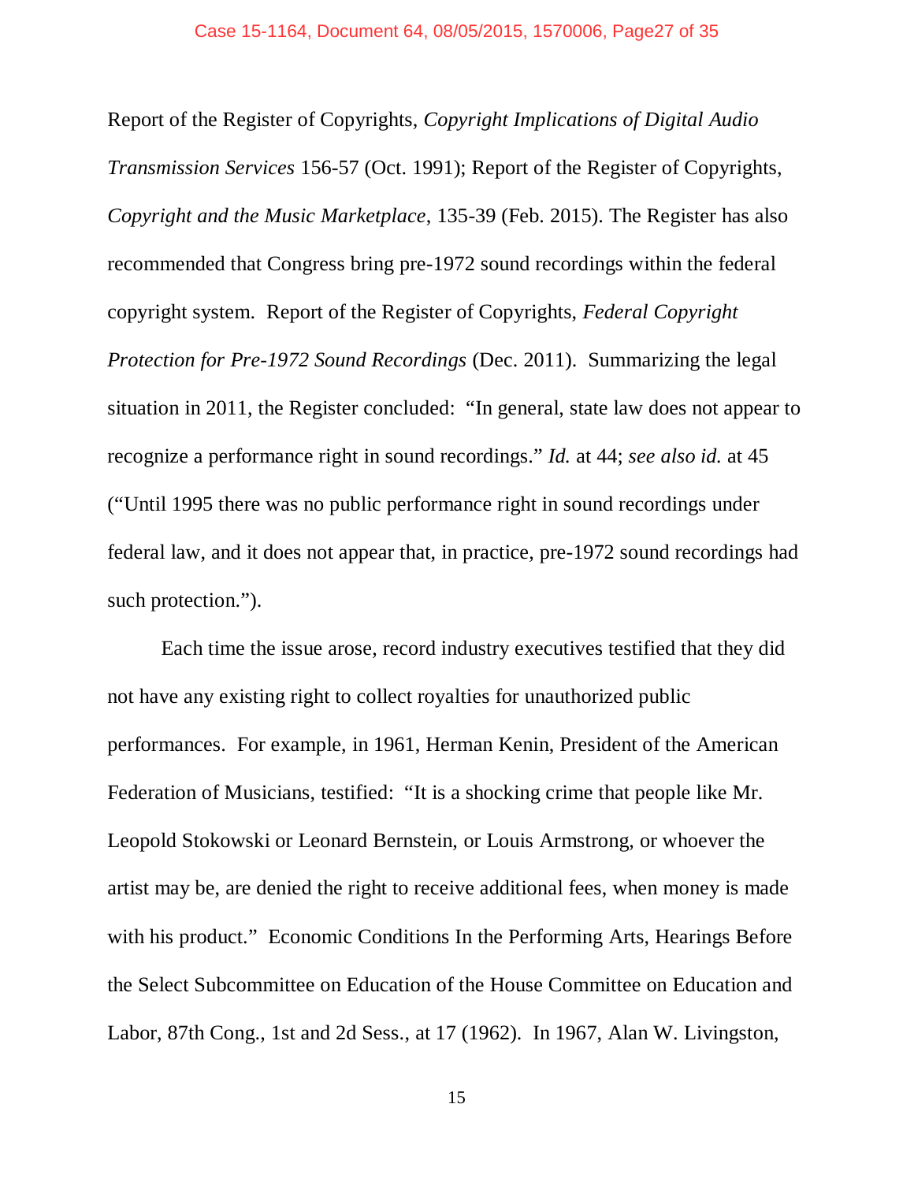Report of the Register of Copyrights, *Copyright Implications of Digital Audio Transmission Services* 156-57 (Oct. 1991); Report of the Register of Copyrights, *Copyright and the Music Marketplace*, 135-39 (Feb. 2015). The Register has also recommended that Congress bring pre-1972 sound recordings within the federal copyright system. Report of the Register of Copyrights, *Federal Copyright Protection for Pre-1972 Sound Recordings* (Dec. 2011). Summarizing the legal situation in 2011, the Register concluded: "In general, state law does not appear to recognize a performance right in sound recordings." *Id.* at 44; *see also id.* at 45 ("Until 1995 there was no public performance right in sound recordings under federal law, and it does not appear that, in practice, pre-1972 sound recordings had such protection.").

Each time the issue arose, record industry executives testified that they did not have any existing right to collect royalties for unauthorized public performances. For example, in 1961, Herman Kenin, President of the American Federation of Musicians, testified: "It is a shocking crime that people like Mr. Leopold Stokowski or Leonard Bernstein, or Louis Armstrong, or whoever the artist may be, are denied the right to receive additional fees, when money is made with his product." Economic Conditions In the Performing Arts, Hearings Before the Select Subcommittee on Education of the House Committee on Education and Labor, 87th Cong., 1st and 2d Sess., at 17 (1962). In 1967, Alan W. Livingston,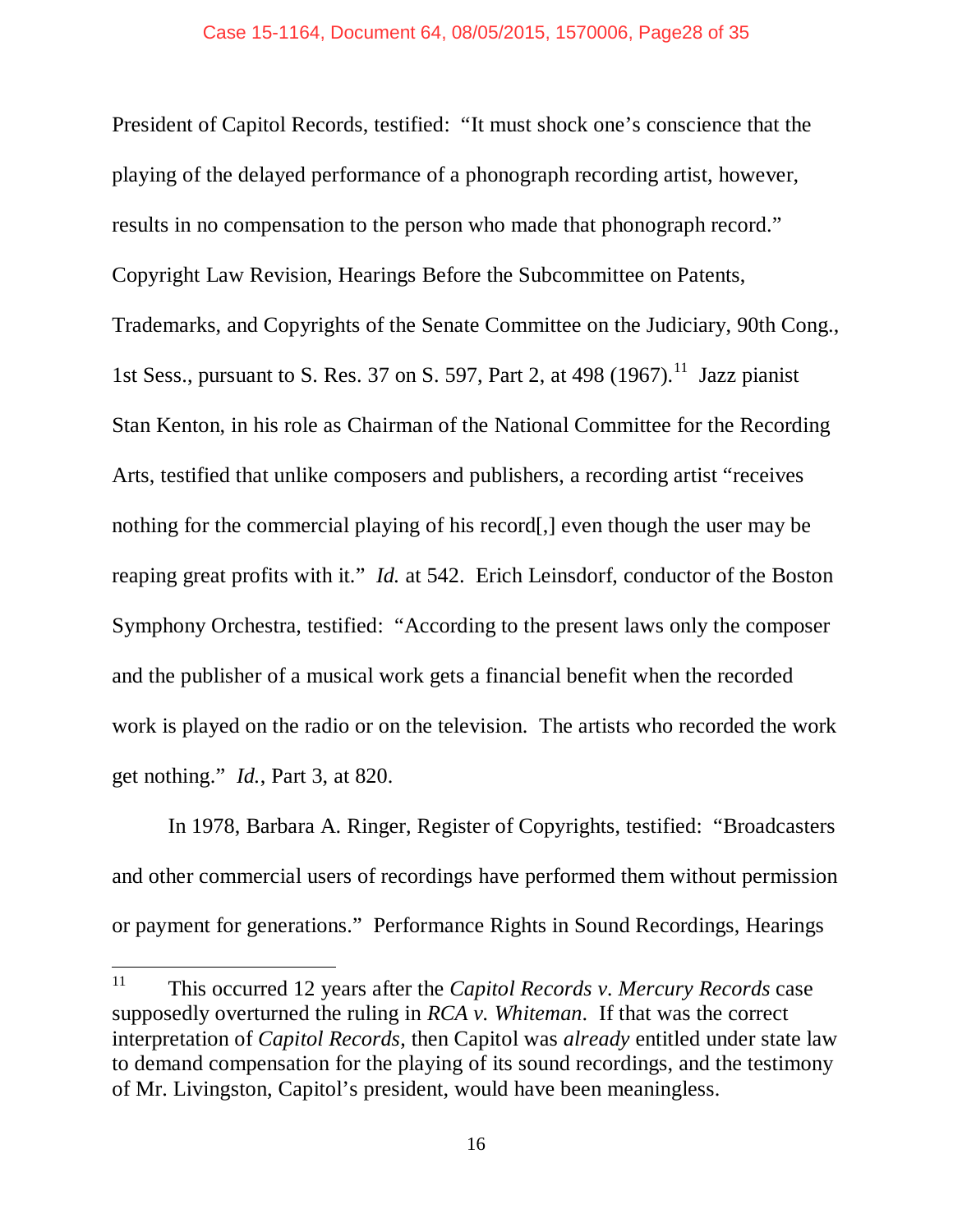President of Capitol Records, testified: "It must shock one's conscience that the playing of the delayed performance of a phonograph recording artist, however, results in no compensation to the person who made that phonograph record." Copyright Law Revision, Hearings Before the Subcommittee on Patents, Trademarks, and Copyrights of the Senate Committee on the Judiciary, 90th Cong., 1st Sess., pursuant to S. Res. 37 on S. 597, Part 2, at 498 (1967).[11] Jazz pianist Stan Kenton, in his role as Chairman of the National Committee for the Recording Arts, testified that unlike composers and publishers, a recording artist "receives nothing for the commercial playing of his record[,] even though the user may be reaping great profits with it." *Id.* at 542. Erich Leinsdorf, conductor of the Boston Symphony Orchestra, testified: "According to the present laws only the composer and the publisher of a musical work gets a financial benefit when the recorded work is played on the radio or on the television. The artists who recorded the work get nothing." *Id.*, Part 3, at 820.

In 1978, Barbara A. Ringer, Register of Copyrights, testified: "Broadcasters and other commercial users of recordings have performed them without permission or payment for generations." Performance Rights in Sound Recordings, Hearings

---

[11] This occurred 12 years after the *Capitol Records v. Mercury Records* case supposedly overturned the ruling in *RCA v. Whiteman*. If that was the correct interpretation of *Capitol Records*, then Capitol was *already* entitled under state law to demand compensation for the playing of its sound recordings, and the testimony of Mr. Livingston, Capitol's president, would have been meaningless.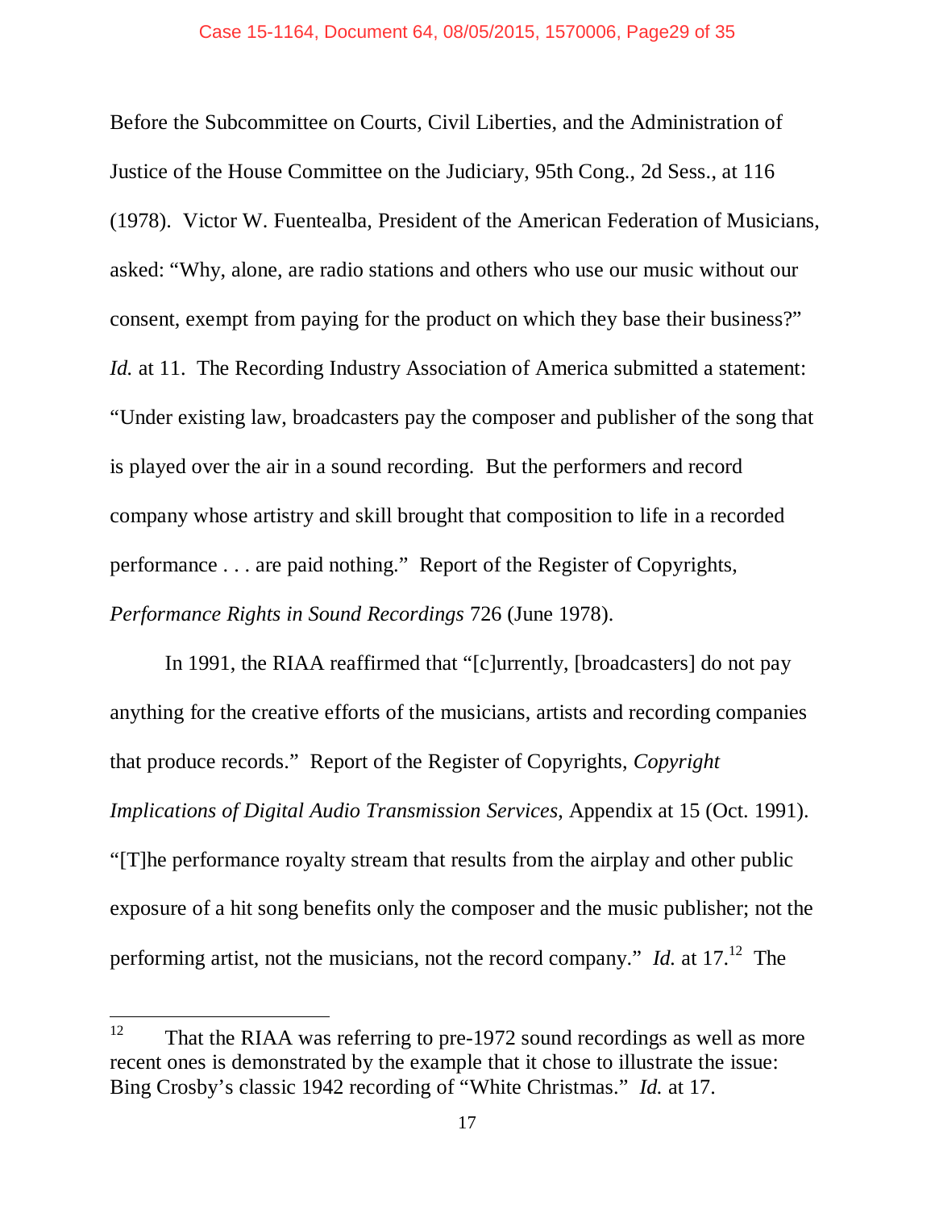Before the Subcommittee on Courts, Civil Liberties, and the Administration of Justice of the House Committee on the Judiciary, 95th Cong., 2d Sess., at 116 (1978). Victor W. Fuentealba, President of the American Federation of Musicians, asked: "Why, alone, are radio stations and others who use our music without our consent, exempt from paying for the product on which they base their business?" *Id.* at 11. The Recording Industry Association of America submitted a statement: "Under existing law, broadcasters pay the composer and publisher of the song that is played over the air in a sound recording. But the performers and record company whose artistry and skill brought that composition to life in a recorded performance . . . are paid nothing." Report of the Register of Copyrights, *Performance Rights in Sound Recordings* 726 (June 1978).

In 1991, the RIAA reaffirmed that "[c]urrently, [broadcasters] do not pay anything for the creative efforts of the musicians, artists and recording companies that produce records." Report of the Register of Copyrights, *Copyright Implications of Digital Audio Transmission Services*, Appendix at 15 (Oct. 1991). "[T]he performance royalty stream that results from the airplay and other public exposure of a hit song benefits only the composer and the music publisher; not the performing artist, not the musicians, not the record company." *Id.* at 17.[12] The

---

[12] That the RIAA was referring to pre-1972 sound recordings as well as more recent ones is demonstrated by the example that it chose to illustrate the issue: Bing Crosby's classic 1942 recording of "White Christmas." *Id.* at 17.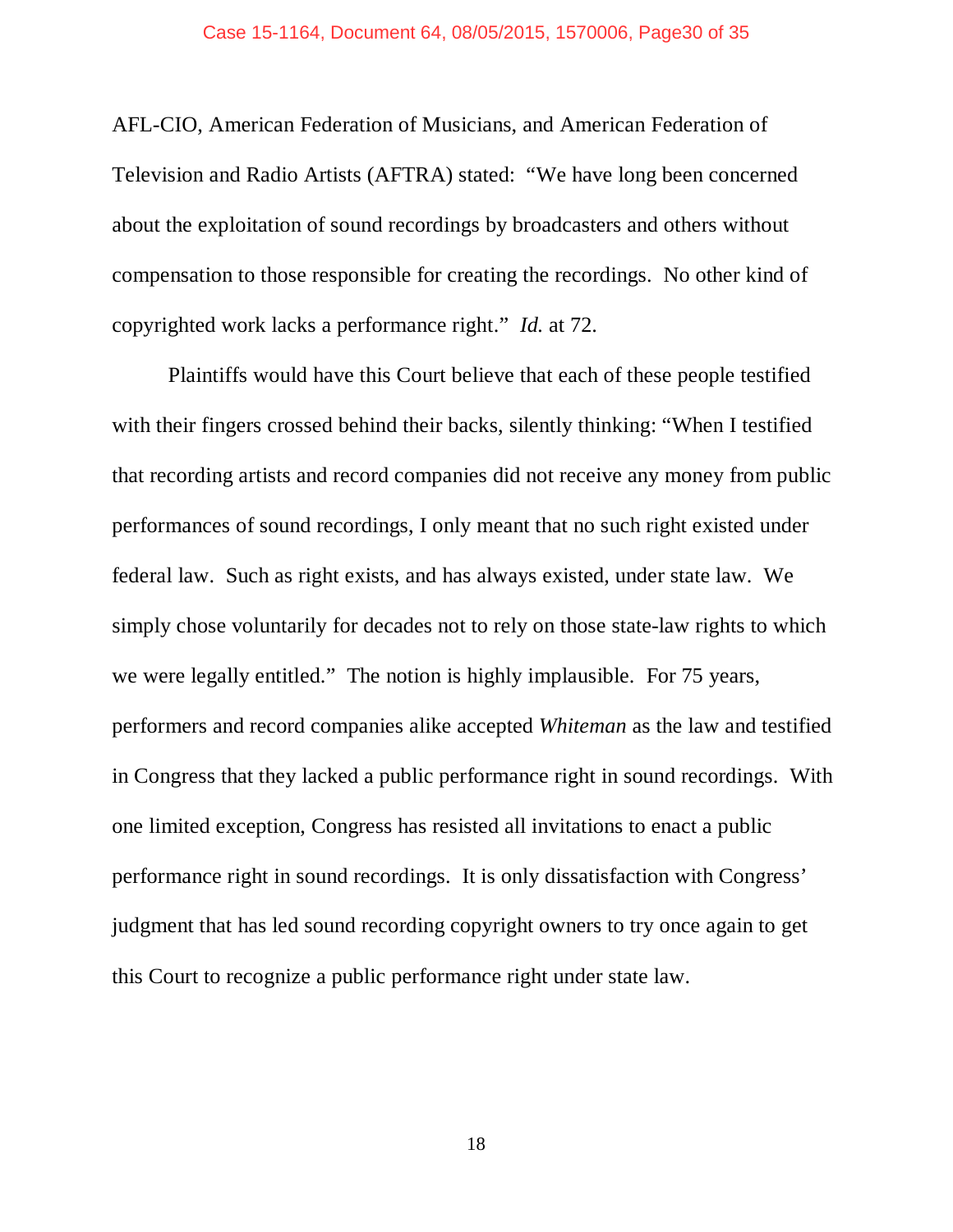AFL-CIO, American Federation of Musicians, and American Federation of Television and Radio Artists (AFTRA) stated: "We have long been concerned about the exploitation of sound recordings by broadcasters and others without compensation to those responsible for creating the recordings. No other kind of copyrighted work lacks a performance right." *Id.* at 72.

Plaintiffs would have this Court believe that each of these people testified with their fingers crossed behind their backs, silently thinking: "When I testified that recording artists and record companies did not receive any money from public performances of sound recordings, I only meant that no such right existed under federal law. Such as right exists, and has always existed, under state law. We simply chose voluntarily for decades not to rely on those state-law rights to which we were legally entitled." The notion is highly implausible. For 75 years, performers and record companies alike accepted *Whiteman* as the law and testified in Congress that they lacked a public performance right in sound recordings. With one limited exception, Congress has resisted all invitations to enact a public performance right in sound recordings. It is only dissatisfaction with Congress' judgment that has led sound recording copyright owners to try once again to get this Court to recognize a public performance right under state law.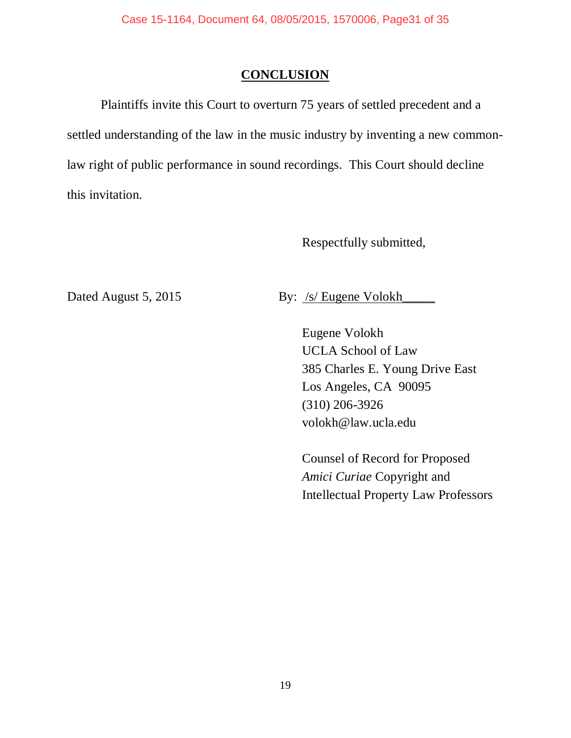## CONCLUSION

Plaintiffs invite this Court to overturn 75 years of settled precedent and a settled understanding of the law in the music industry by inventing a new common-law right of public performance in sound recordings. This Court should decline this invitation.

Respectfully submitted,

Dated August 5, 2015

By: /s/ Eugene Volokh_____

Eugene Volokh
UCLA School of Law
385 Charles E. Young Drive East
Los Angeles, CA 90095
(310) 206-3926
volokh@law.ucla.edu

Counsel of Record for Proposed *Amici Curiae* Copyright and Intellectual Property Law Professors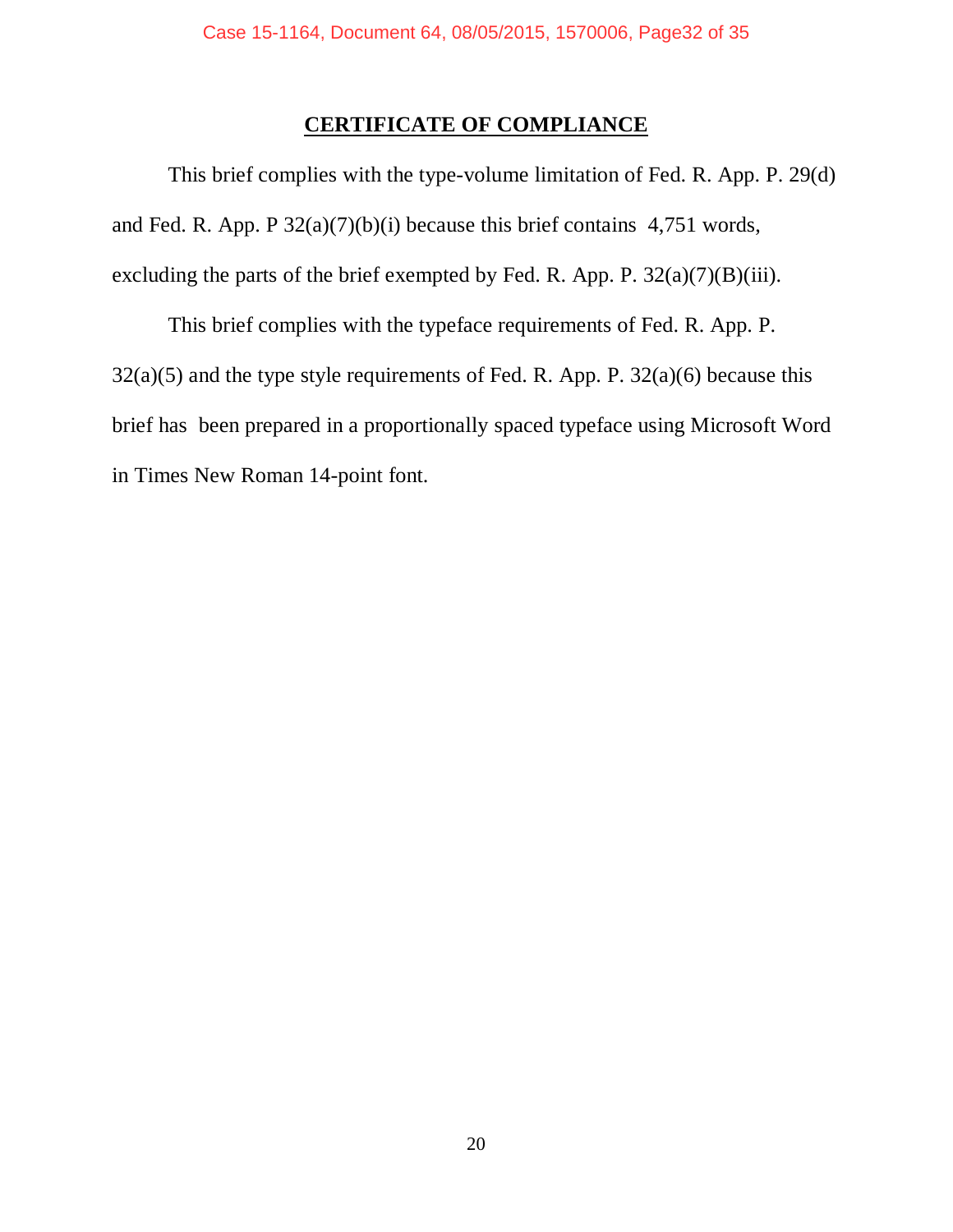# CERTIFICATE OF COMPLIANCE

This brief complies with the type-volume limitation of Fed. R. App. P. 29(d) and Fed. R. App. P 32(a)(7)(b)(i) because this brief contains 4,751 words, excluding the parts of the brief exempted by Fed. R. App. P. 32(a)(7)(B)(iii).

This brief complies with the typeface requirements of Fed. R. App. P. 32(a)(5) and the type style requirements of Fed. R. App. P. 32(a)(6) because this brief has been prepared in a proportionally spaced typeface using Microsoft Word in Times New Roman 14-point font.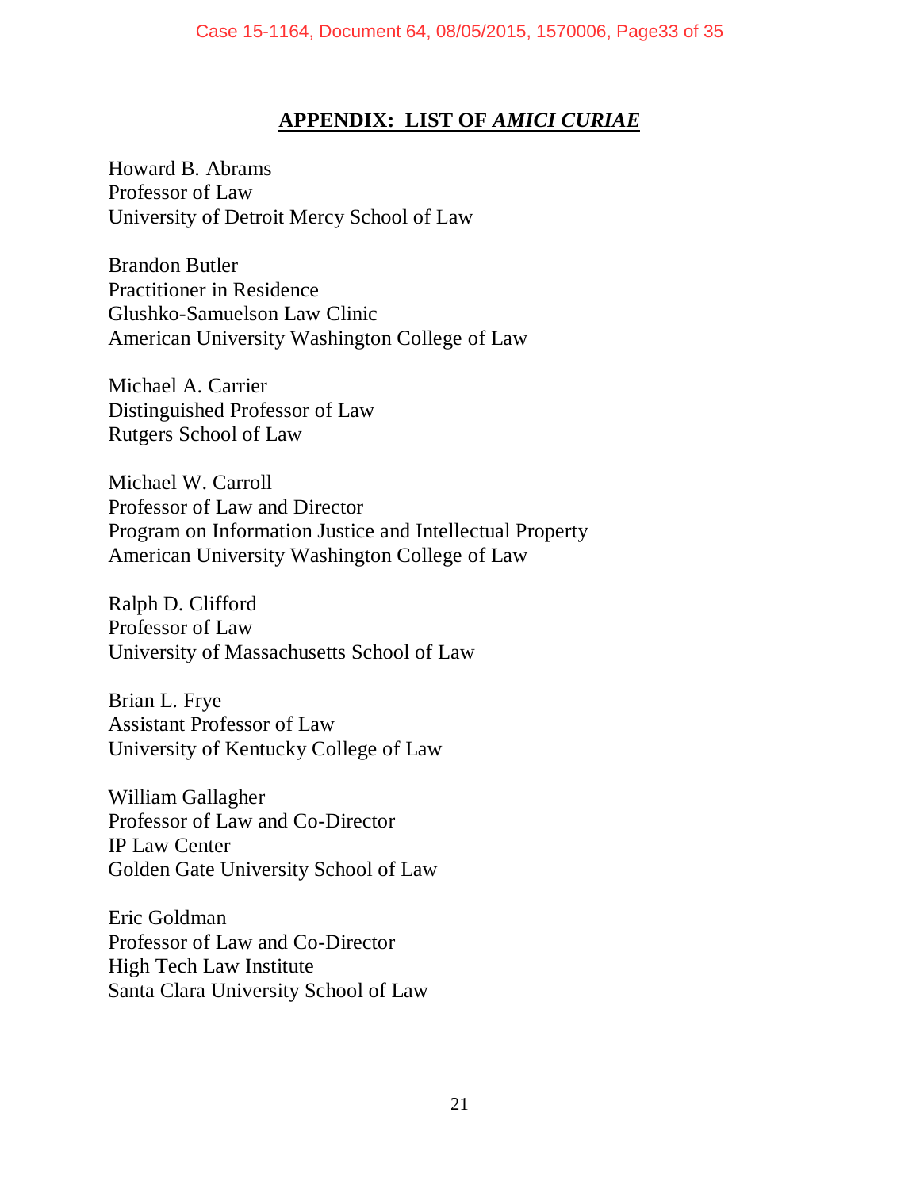## APPENDIX: LIST OF *AMICI CURIAE*

Howard B. Abrams
Professor of Law
University of Detroit Mercy School of Law

Brandon Butler
Practitioner in Residence
Glushko-Samuelson Law Clinic
American University Washington College of Law

Michael A. Carrier
Distinguished Professor of Law
Rutgers School of Law

Michael W. Carroll
Professor of Law and Director
Program on Information Justice and Intellectual Property
American University Washington College of Law

Ralph D. Clifford
Professor of Law
University of Massachusetts School of Law

Brian L. Frye
Assistant Professor of Law
University of Kentucky College of Law

William Gallagher
Professor of Law and Co-Director
IP Law Center
Golden Gate University School of Law

Eric Goldman
Professor of Law and Co-Director
High Tech Law Institute
Santa Clara University School of Law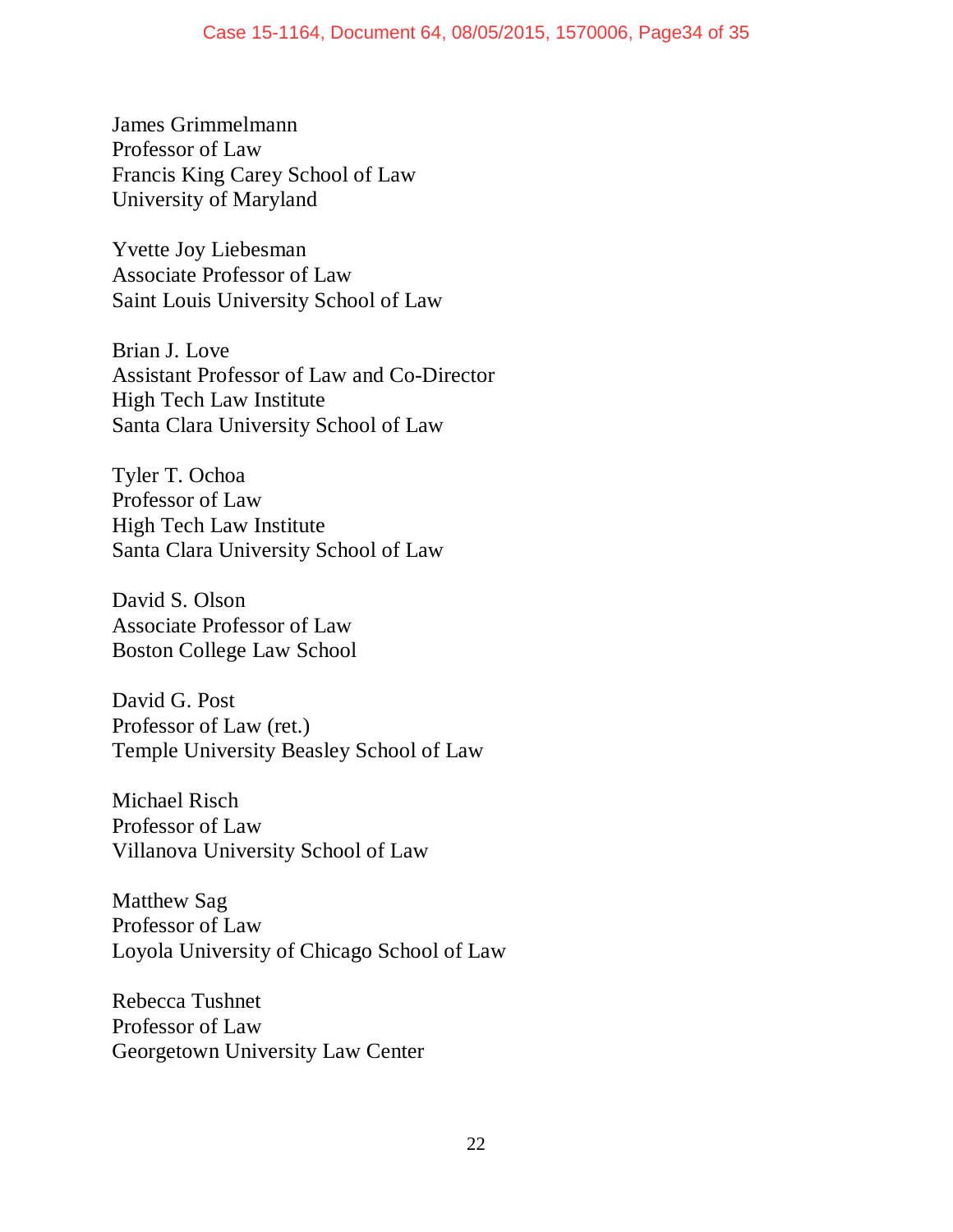James Grimmelmann
Professor of Law
Francis King Carey School of Law
University of Maryland

Yvette Joy Liebesman
Associate Professor of Law
Saint Louis University School of Law

Brian J. Love
Assistant Professor of Law and Co-Director
High Tech Law Institute
Santa Clara University School of Law

Tyler T. Ochoa
Professor of Law
High Tech Law Institute
Santa Clara University School of Law

David S. Olson
Associate Professor of Law
Boston College Law School

David G. Post
Professor of Law (ret.)
Temple University Beasley School of Law

Michael Risch
Professor of Law
Villanova University School of Law

Matthew Sag
Professor of Law
Loyola University of Chicago School of Law

Rebecca Tushnet
Professor of Law
Georgetown University Law Center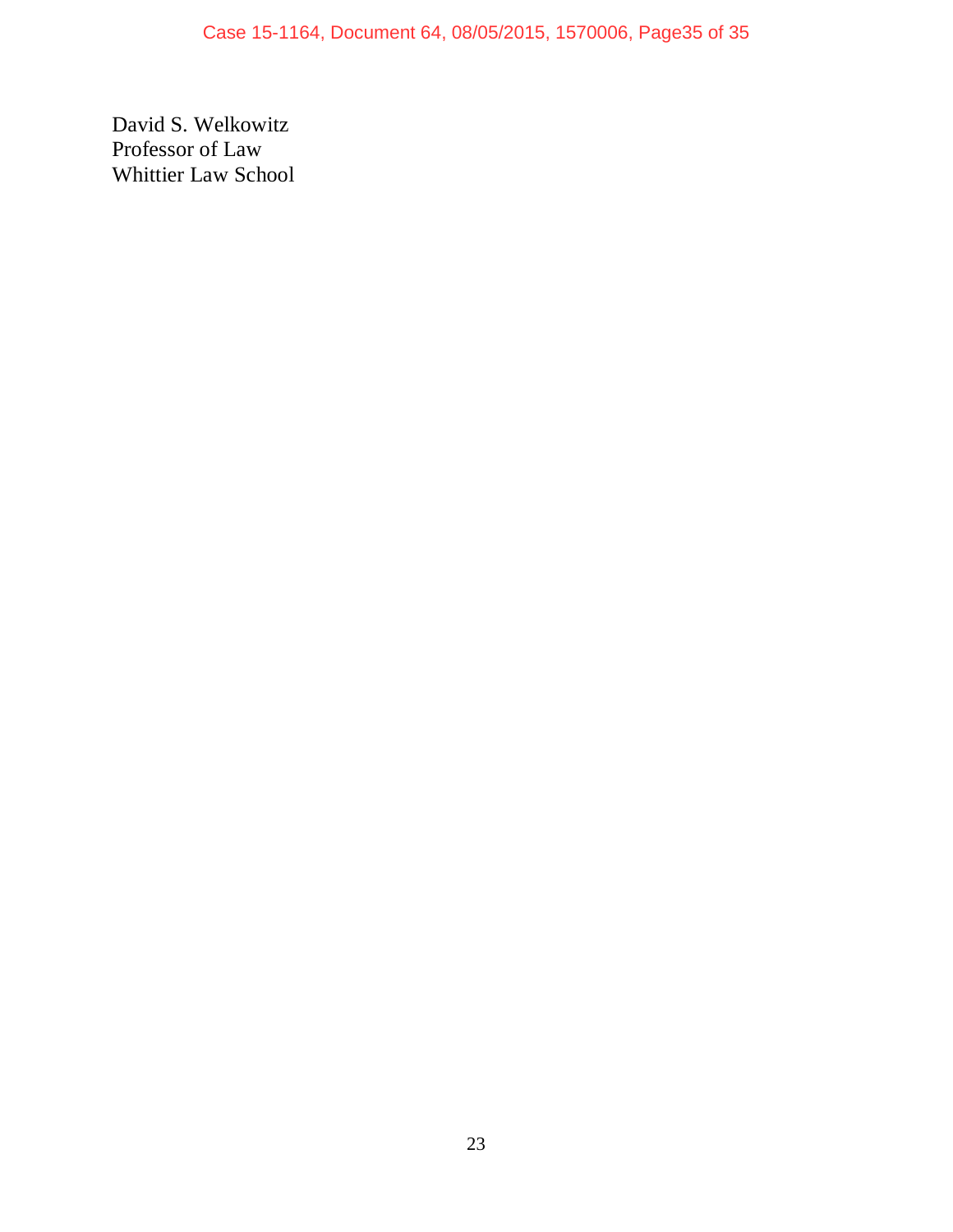David S. Welkowitz
Professor of Law
Whittier Law School